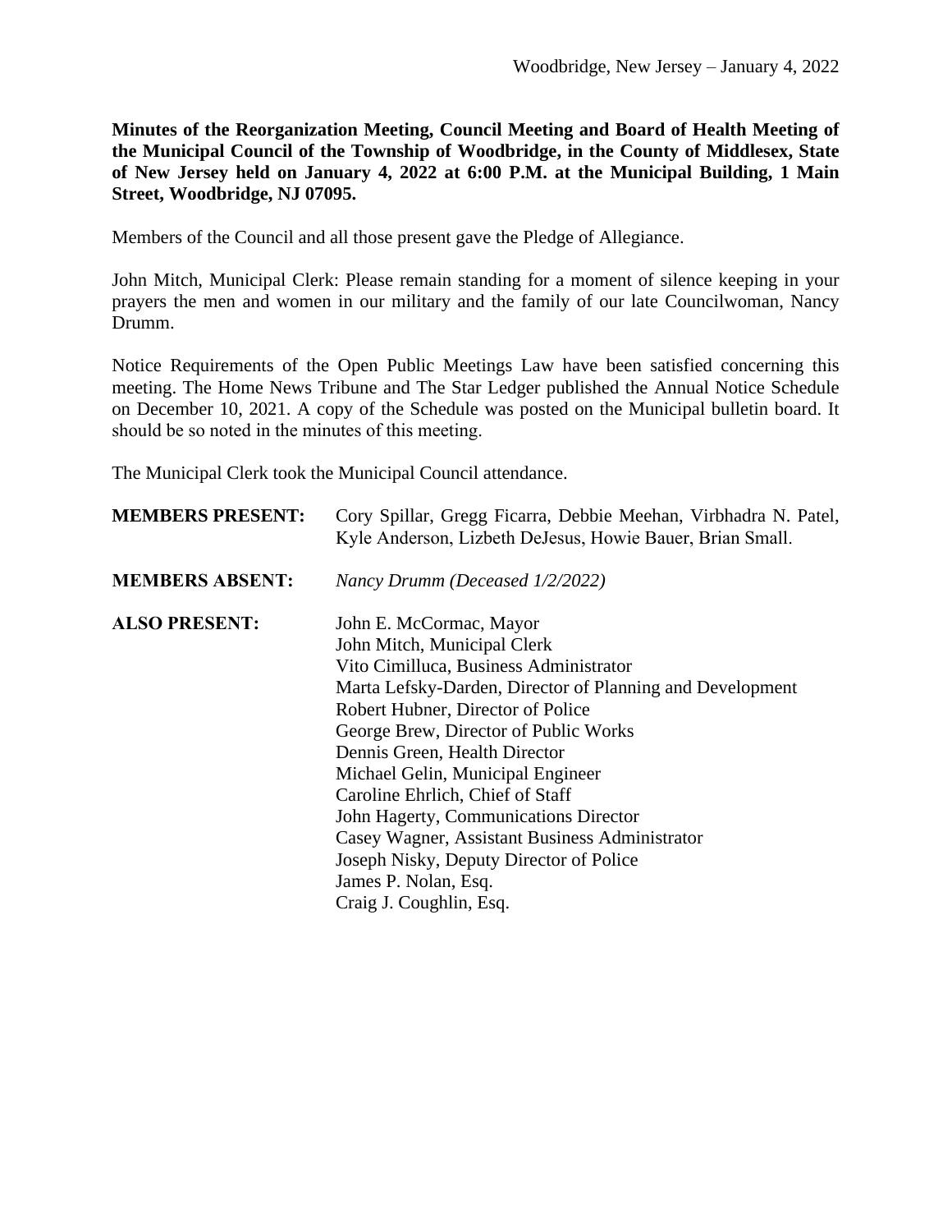Woodbridge, New Jersey – January 4, 2022

**Minutes of the Reorganization Meeting, Council Meeting and Board of Health Meeting of the Municipal Council of the Township of Woodbridge, in the County of Middlesex, State of New Jersey held on January 4, 2022 at 6:00 P.M. at the Municipal Building, 1 Main Street, Woodbridge, NJ 07095.**

Members of the Council and all those present gave the Pledge of Allegiance.

John Mitch, Municipal Clerk: Please remain standing for a moment of silence keeping in your prayers the men and women in our military and the family of our late Councilwoman, Nancy Drumm.

Notice Requirements of the Open Public Meetings Law have been satisfied concerning this meeting. The Home News Tribune and The Star Ledger published the Annual Notice Schedule on December 10, 2021. A copy of the Schedule was posted on the Municipal bulletin board. It should be so noted in the minutes of this meeting.

The Municipal Clerk took the Municipal Council attendance.

**MEMBERS PRESENT:** Cory Spillar, Gregg Ficarra, Debbie Meehan, Virbhadra N. Patel, Kyle Anderson, Lizbeth DeJesus, Howie Bauer, Brian Small.

**MEMBERS ABSENT:** *Nancy Drumm (Deceased 1/2/2022)*

**ALSO PRESENT:**
John E. McCormac, Mayor
John Mitch, Municipal Clerk
Vito Cimilluca, Business Administrator
Marta Lefsky-Darden, Director of Planning and Development
Robert Hubner, Director of Police
George Brew, Director of Public Works
Dennis Green, Health Director
Michael Gelin, Municipal Engineer
Caroline Ehrlich, Chief of Staff
John Hagerty, Communications Director
Casey Wagner, Assistant Business Administrator
Joseph Nisky, Deputy Director of Police
James P. Nolan, Esq.
Craig J. Coughlin, Esq.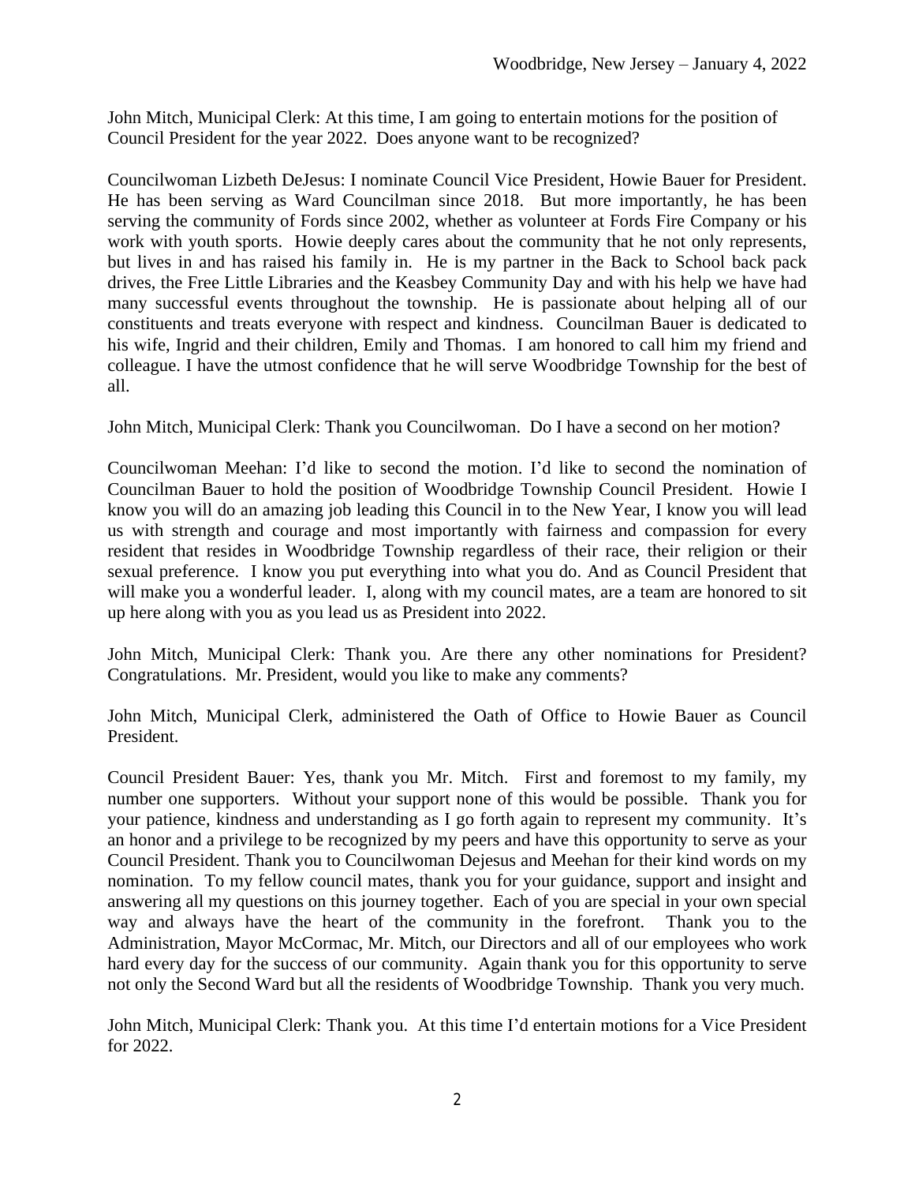John Mitch, Municipal Clerk: At this time, I am going to entertain motions for the position of Council President for the year 2022. Does anyone want to be recognized?

Councilwoman Lizbeth DeJesus: I nominate Council Vice President, Howie Bauer for President. He has been serving as Ward Councilman since 2018. But more importantly, he has been serving the community of Fords since 2002, whether as volunteer at Fords Fire Company or his work with youth sports. Howie deeply cares about the community that he not only represents, but lives in and has raised his family in. He is my partner in the Back to School back pack drives, the Free Little Libraries and the Keasbey Community Day and with his help we have had many successful events throughout the township. He is passionate about helping all of our constituents and treats everyone with respect and kindness. Councilman Bauer is dedicated to his wife, Ingrid and their children, Emily and Thomas. I am honored to call him my friend and colleague. I have the utmost confidence that he will serve Woodbridge Township for the best of all.

John Mitch, Municipal Clerk: Thank you Councilwoman. Do I have a second on her motion?

Councilwoman Meehan: I'd like to second the motion. I'd like to second the nomination of Councilman Bauer to hold the position of Woodbridge Township Council President. Howie I know you will do an amazing job leading this Council in to the New Year, I know you will lead us with strength and courage and most importantly with fairness and compassion for every resident that resides in Woodbridge Township regardless of their race, their religion or their sexual preference. I know you put everything into what you do. And as Council President that will make you a wonderful leader. I, along with my council mates, are a team are honored to sit up here along with you as you lead us as President into 2022.

John Mitch, Municipal Clerk: Thank you. Are there any other nominations for President? Congratulations. Mr. President, would you like to make any comments?

John Mitch, Municipal Clerk, administered the Oath of Office to Howie Bauer as Council President.

Council President Bauer: Yes, thank you Mr. Mitch. First and foremost to my family, my number one supporters. Without your support none of this would be possible. Thank you for your patience, kindness and understanding as I go forth again to represent my community. It's an honor and a privilege to be recognized by my peers and have this opportunity to serve as your Council President. Thank you to Councilwoman Dejesus and Meehan for their kind words on my nomination. To my fellow council mates, thank you for your guidance, support and insight and answering all my questions on this journey together. Each of you are special in your own special way and always have the heart of the community in the forefront. Thank you to the Administration, Mayor McCormac, Mr. Mitch, our Directors and all of our employees who work hard every day for the success of our community. Again thank you for this opportunity to serve not only the Second Ward but all the residents of Woodbridge Township. Thank you very much.

John Mitch, Municipal Clerk: Thank you. At this time I'd entertain motions for a Vice President for 2022.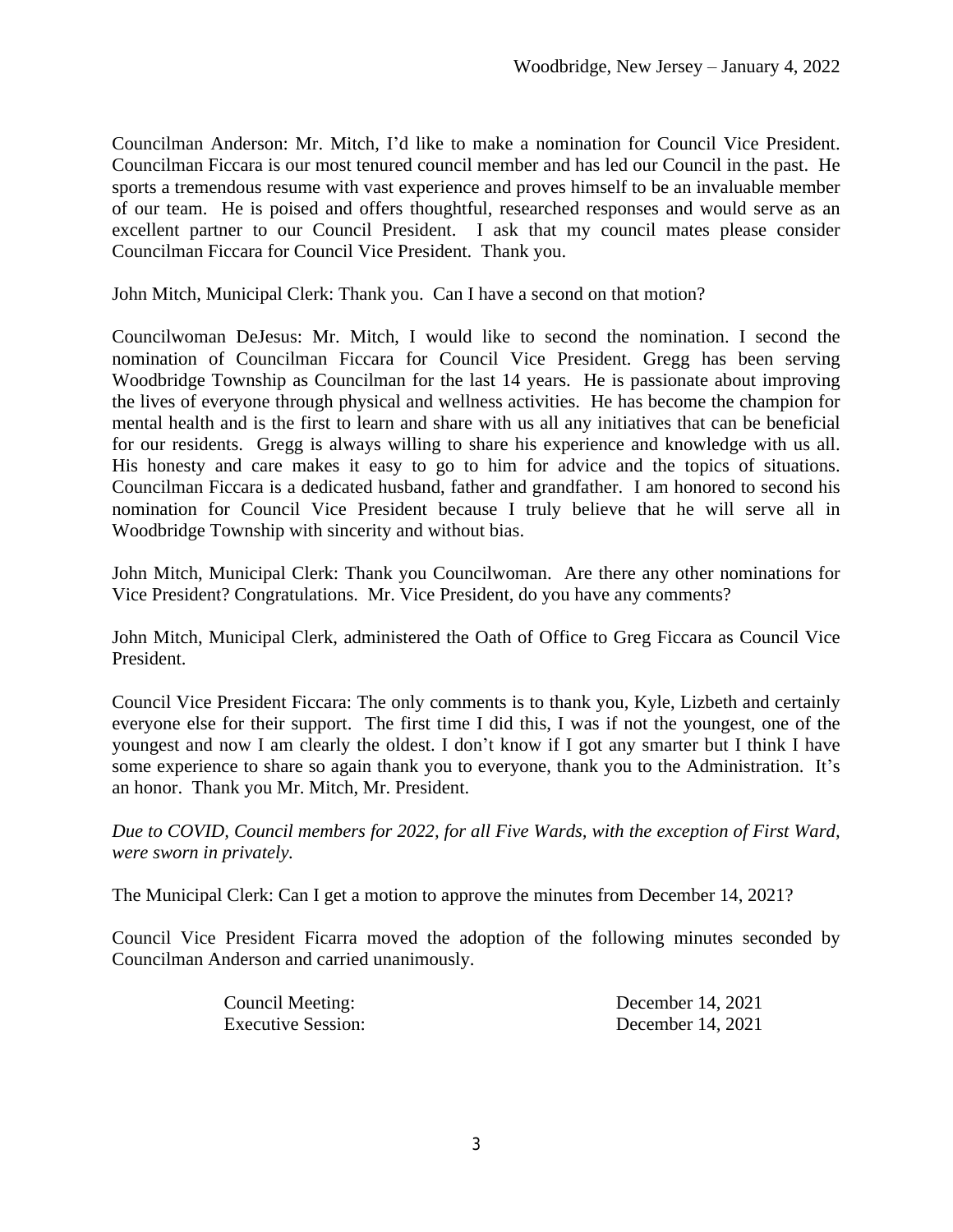Councilman Anderson: Mr. Mitch, I'd like to make a nomination for Council Vice President. Councilman Ficcara is our most tenured council member and has led our Council in the past. He sports a tremendous resume with vast experience and proves himself to be an invaluable member of our team. He is poised and offers thoughtful, researched responses and would serve as an excellent partner to our Council President. I ask that my council mates please consider Councilman Ficcara for Council Vice President. Thank you.

John Mitch, Municipal Clerk: Thank you. Can I have a second on that motion?

Councilwoman DeJesus: Mr. Mitch, I would like to second the nomination. I second the nomination of Councilman Ficcara for Council Vice President. Gregg has been serving Woodbridge Township as Councilman for the last 14 years. He is passionate about improving the lives of everyone through physical and wellness activities. He has become the champion for mental health and is the first to learn and share with us all any initiatives that can be beneficial for our residents. Gregg is always willing to share his experience and knowledge with us all. His honesty and care makes it easy to go to him for advice and the topics of situations. Councilman Ficcara is a dedicated husband, father and grandfather. I am honored to second his nomination for Council Vice President because I truly believe that he will serve all in Woodbridge Township with sincerity and without bias.

John Mitch, Municipal Clerk: Thank you Councilwoman. Are there any other nominations for Vice President? Congratulations. Mr. Vice President, do you have any comments?

John Mitch, Municipal Clerk, administered the Oath of Office to Greg Ficcara as Council Vice President.

Council Vice President Ficcara: The only comments is to thank you, Kyle, Lizbeth and certainly everyone else for their support. The first time I did this, I was if not the youngest, one of the youngest and now I am clearly the oldest. I don't know if I got any smarter but I think I have some experience to share so again thank you to everyone, thank you to the Administration. It's an honor. Thank you Mr. Mitch, Mr. President.

*Due to COVID, Council members for 2022, for all Five Wards, with the exception of First Ward, were sworn in privately.*

The Municipal Clerk: Can I get a motion to approve the minutes from December 14, 2021?

Council Vice President Ficarra moved the adoption of the following minutes seconded by Councilman Anderson and carried unanimously.

| | |
|---|---|
| Council Meeting: | December 14, 2021 |
| Executive Session: | December 14, 2021 |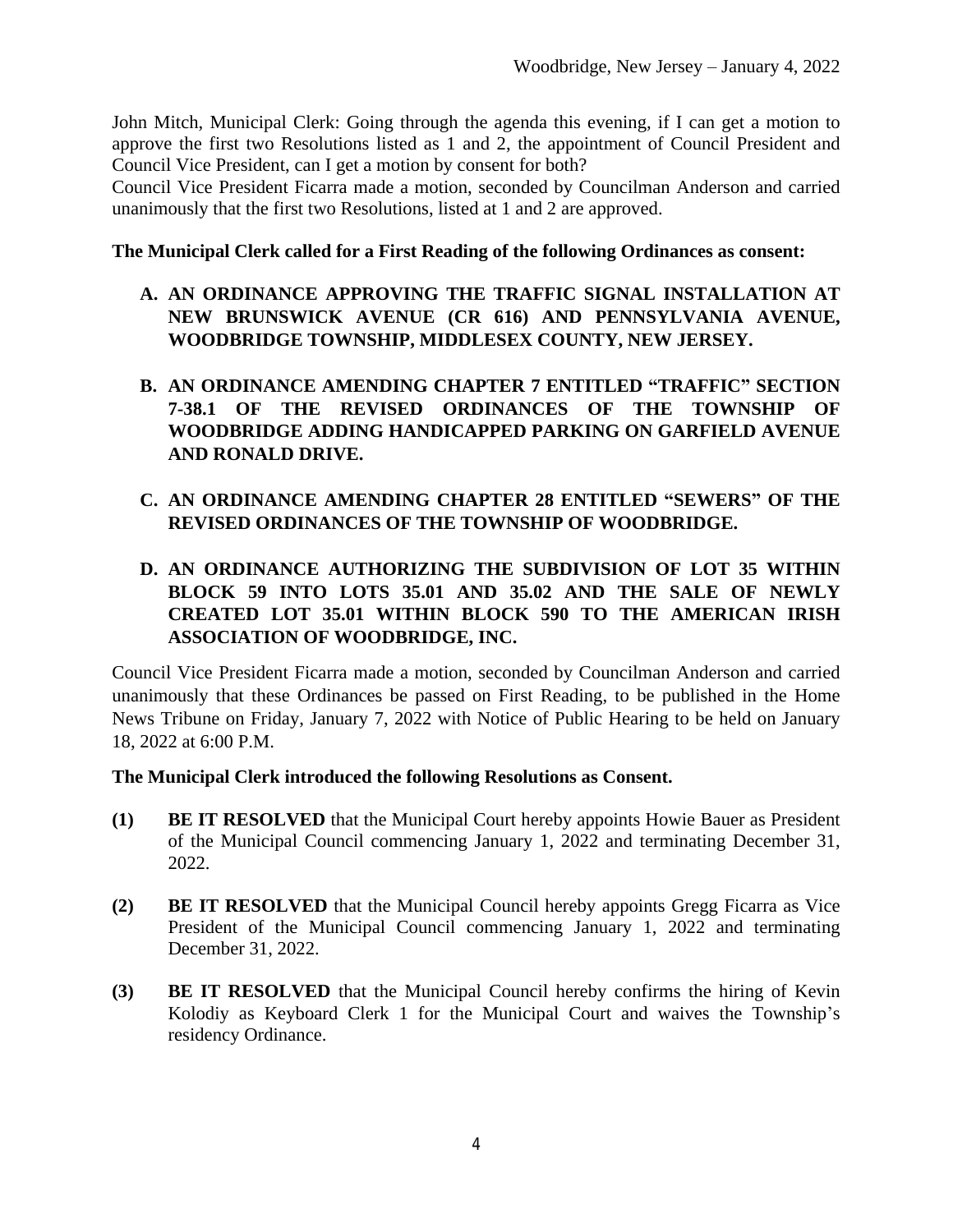John Mitch, Municipal Clerk: Going through the agenda this evening, if I can get a motion to approve the first two Resolutions listed as 1 and 2, the appointment of Council President and Council Vice President, can I get a motion by consent for both?

Council Vice President Ficarra made a motion, seconded by Councilman Anderson and carried unanimously that the first two Resolutions, listed at 1 and 2 are approved.

**The Municipal Clerk called for a First Reading of the following Ordinances as consent:**

- **A. AN ORDINANCE APPROVING THE TRAFFIC SIGNAL INSTALLATION AT NEW BRUNSWICK AVENUE (CR 616) AND PENNSYLVANIA AVENUE, WOODBRIDGE TOWNSHIP, MIDDLESEX COUNTY, NEW JERSEY.**

- **B. AN ORDINANCE AMENDING CHAPTER 7 ENTITLED "TRAFFIC" SECTION 7-38.1 OF THE REVISED ORDINANCES OF THE TOWNSHIP OF WOODBRIDGE ADDING HANDICAPPED PARKING ON GARFIELD AVENUE AND RONALD DRIVE.**

- **C. AN ORDINANCE AMENDING CHAPTER 28 ENTITLED "SEWERS" OF THE REVISED ORDINANCES OF THE TOWNSHIP OF WOODBRIDGE.**

- **D. AN ORDINANCE AUTHORIZING THE SUBDIVISION OF LOT 35 WITHIN BLOCK 59 INTO LOTS 35.01 AND 35.02 AND THE SALE OF NEWLY CREATED LOT 35.01 WITHIN BLOCK 590 TO THE AMERICAN IRISH ASSOCIATION OF WOODBRIDGE, INC.**

Council Vice President Ficarra made a motion, seconded by Councilman Anderson and carried unanimously that these Ordinances be passed on First Reading, to be published in the Home News Tribune on Friday, January 7, 2022 with Notice of Public Hearing to be held on January 18, 2022 at 6:00 P.M.

**The Municipal Clerk introduced the following Resolutions as Consent.**

**(1)** **BE IT RESOLVED** that the Municipal Court hereby appoints Howie Bauer as President of the Municipal Council commencing January 1, 2022 and terminating December 31, 2022.

**(2)** **BE IT RESOLVED** that the Municipal Council hereby appoints Gregg Ficarra as Vice President of the Municipal Council commencing January 1, 2022 and terminating December 31, 2022.

**(3)** **BE IT RESOLVED** that the Municipal Council hereby confirms the hiring of Kevin Kolodiy as Keyboard Clerk 1 for the Municipal Court and waives the Township's residency Ordinance.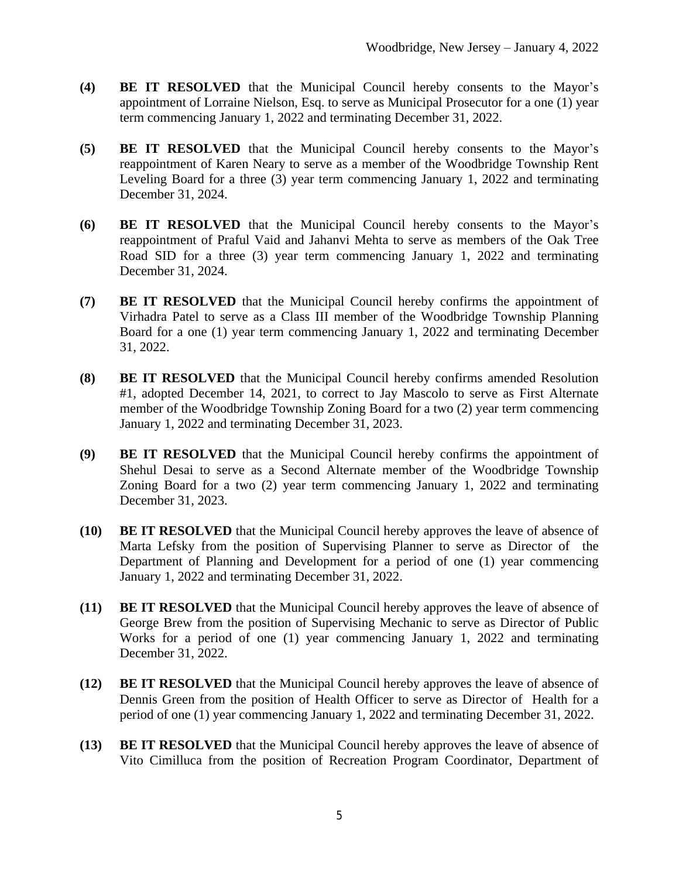**(4)** **BE IT RESOLVED** that the Municipal Council hereby consents to the Mayor's appointment of Lorraine Nielson, Esq. to serve as Municipal Prosecutor for a one (1) year term commencing January 1, 2022 and terminating December 31, 2022.

**(5)** **BE IT RESOLVED** that the Municipal Council hereby consents to the Mayor's reappointment of Karen Neary to serve as a member of the Woodbridge Township Rent Leveling Board for a three (3) year term commencing January 1, 2022 and terminating December 31, 2024.

**(6)** **BE IT RESOLVED** that the Municipal Council hereby consents to the Mayor's reappointment of Praful Vaid and Jahanvi Mehta to serve as members of the Oak Tree Road SID for a three (3) year term commencing January 1, 2022 and terminating December 31, 2024.

**(7)** **BE IT RESOLVED** that the Municipal Council hereby confirms the appointment of Virhadra Patel to serve as a Class III member of the Woodbridge Township Planning Board for a one (1) year term commencing January 1, 2022 and terminating December 31, 2022.

**(8)** **BE IT RESOLVED** that the Municipal Council hereby confirms amended Resolution #1, adopted December 14, 2021, to correct to Jay Mascolo to serve as First Alternate member of the Woodbridge Township Zoning Board for a two (2) year term commencing January 1, 2022 and terminating December 31, 2023.

**(9)** **BE IT RESOLVED** that the Municipal Council hereby confirms the appointment of Shehul Desai to serve as a Second Alternate member of the Woodbridge Township Zoning Board for a two (2) year term commencing January 1, 2022 and terminating December 31, 2023.

**(10)** **BE IT RESOLVED** that the Municipal Council hereby approves the leave of absence of Marta Lefsky from the position of Supervising Planner to serve as Director of the Department of Planning and Development for a period of one (1) year commencing January 1, 2022 and terminating December 31, 2022.

**(11)** **BE IT RESOLVED** that the Municipal Council hereby approves the leave of absence of George Brew from the position of Supervising Mechanic to serve as Director of Public Works for a period of one (1) year commencing January 1, 2022 and terminating December 31, 2022.

**(12)** **BE IT RESOLVED** that the Municipal Council hereby approves the leave of absence of Dennis Green from the position of Health Officer to serve as Director of Health for a period of one (1) year commencing January 1, 2022 and terminating December 31, 2022.

**(13)** **BE IT RESOLVED** that the Municipal Council hereby approves the leave of absence of Vito Cimilluca from the position of Recreation Program Coordinator, Department of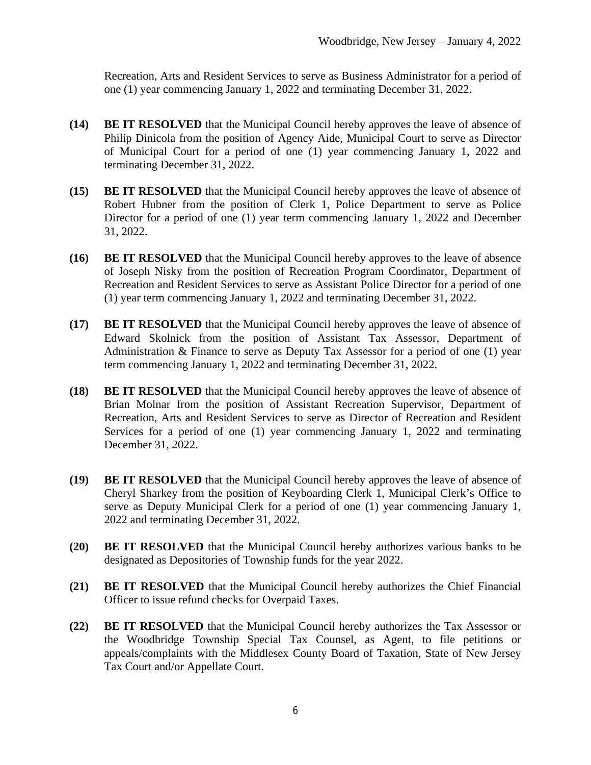Recreation, Arts and Resident Services to serve as Business Administrator for a period of one (1) year commencing January 1, 2022 and terminating December 31, 2022.

**(14)** **BE IT RESOLVED** that the Municipal Council hereby approves the leave of absence of Philip Dinicola from the position of Agency Aide, Municipal Court to serve as Director of Municipal Court for a period of one (1) year commencing January 1, 2022 and terminating December 31, 2022.

**(15)** **BE IT RESOLVED** that the Municipal Council hereby approves the leave of absence of Robert Hubner from the position of Clerk 1, Police Department to serve as Police Director for a period of one (1) year term commencing January 1, 2022 and December 31, 2022.

**(16)** **BE IT RESOLVED** that the Municipal Council hereby approves to the leave of absence of Joseph Nisky from the position of Recreation Program Coordinator, Department of Recreation and Resident Services to serve as Assistant Police Director for a period of one (1) year term commencing January 1, 2022 and terminating December 31, 2022.

**(17)** **BE IT RESOLVED** that the Municipal Council hereby approves the leave of absence of Edward Skolnick from the position of Assistant Tax Assessor, Department of Administration & Finance to serve as Deputy Tax Assessor for a period of one (1) year term commencing January 1, 2022 and terminating December 31, 2022.

**(18)** **BE IT RESOLVED** that the Municipal Council hereby approves the leave of absence of Brian Molnar from the position of Assistant Recreation Supervisor, Department of Recreation, Arts and Resident Services to serve as Director of Recreation and Resident Services for a period of one (1) year commencing January 1, 2022 and terminating December 31, 2022.

**(19)** **BE IT RESOLVED** that the Municipal Council hereby approves the leave of absence of Cheryl Sharkey from the position of Keyboarding Clerk 1, Municipal Clerk's Office to serve as Deputy Municipal Clerk for a period of one (1) year commencing January 1, 2022 and terminating December 31, 2022.

**(20)** **BE IT RESOLVED** that the Municipal Council hereby authorizes various banks to be designated as Depositories of Township funds for the year 2022.

**(21)** **BE IT RESOLVED** that the Municipal Council hereby authorizes the Chief Financial Officer to issue refund checks for Overpaid Taxes.

**(22)** **BE IT RESOLVED** that the Municipal Council hereby authorizes the Tax Assessor or the Woodbridge Township Special Tax Counsel, as Agent, to file petitions or appeals/complaints with the Middlesex County Board of Taxation, State of New Jersey Tax Court and/or Appellate Court.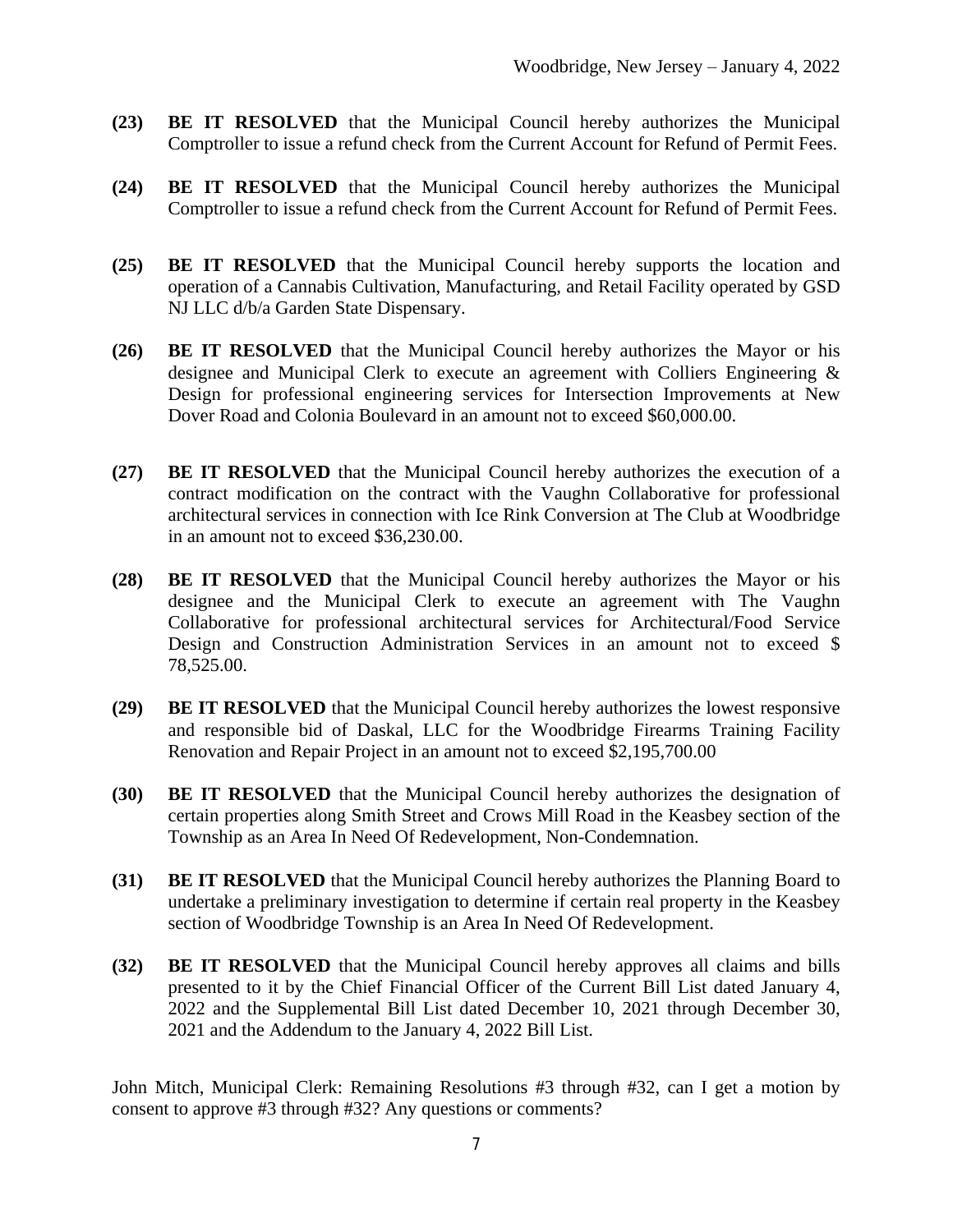**(23)** **BE IT RESOLVED** that the Municipal Council hereby authorizes the Municipal Comptroller to issue a refund check from the Current Account for Refund of Permit Fees.

**(24)** **BE IT RESOLVED** that the Municipal Council hereby authorizes the Municipal Comptroller to issue a refund check from the Current Account for Refund of Permit Fees.

**(25)** **BE IT RESOLVED** that the Municipal Council hereby supports the location and operation of a Cannabis Cultivation, Manufacturing, and Retail Facility operated by GSD NJ LLC d/b/a Garden State Dispensary.

**(26)** **BE IT RESOLVED** that the Municipal Council hereby authorizes the Mayor or his designee and Municipal Clerk to execute an agreement with Colliers Engineering & Design for professional engineering services for Intersection Improvements at New Dover Road and Colonia Boulevard in an amount not to exceed $60,000.00.

**(27)** **BE IT RESOLVED** that the Municipal Council hereby authorizes the execution of a contract modification on the contract with the Vaughn Collaborative for professional architectural services in connection with Ice Rink Conversion at The Club at Woodbridge in an amount not to exceed $36,230.00.

**(28)** **BE IT RESOLVED** that the Municipal Council hereby authorizes the Mayor or his designee and the Municipal Clerk to execute an agreement with The Vaughn Collaborative for professional architectural services for Architectural/Food Service Design and Construction Administration Services in an amount not to exceed $ 78,525.00.

**(29)** **BE IT RESOLVED** that the Municipal Council hereby authorizes the lowest responsive and responsible bid of Daskal, LLC for the Woodbridge Firearms Training Facility Renovation and Repair Project in an amount not to exceed $2,195,700.00

**(30)** **BE IT RESOLVED** that the Municipal Council hereby authorizes the designation of certain properties along Smith Street and Crows Mill Road in the Keasbey section of the Township as an Area In Need Of Redevelopment, Non-Condemnation.

**(31)** **BE IT RESOLVED** that the Municipal Council hereby authorizes the Planning Board to undertake a preliminary investigation to determine if certain real property in the Keasbey section of Woodbridge Township is an Area In Need Of Redevelopment.

**(32)** **BE IT RESOLVED** that the Municipal Council hereby approves all claims and bills presented to it by the Chief Financial Officer of the Current Bill List dated January 4, 2022 and the Supplemental Bill List dated December 10, 2021 through December 30, 2021 and the Addendum to the January 4, 2022 Bill List.

John Mitch, Municipal Clerk: Remaining Resolutions #3 through #32, can I get a motion by consent to approve #3 through #32? Any questions or comments?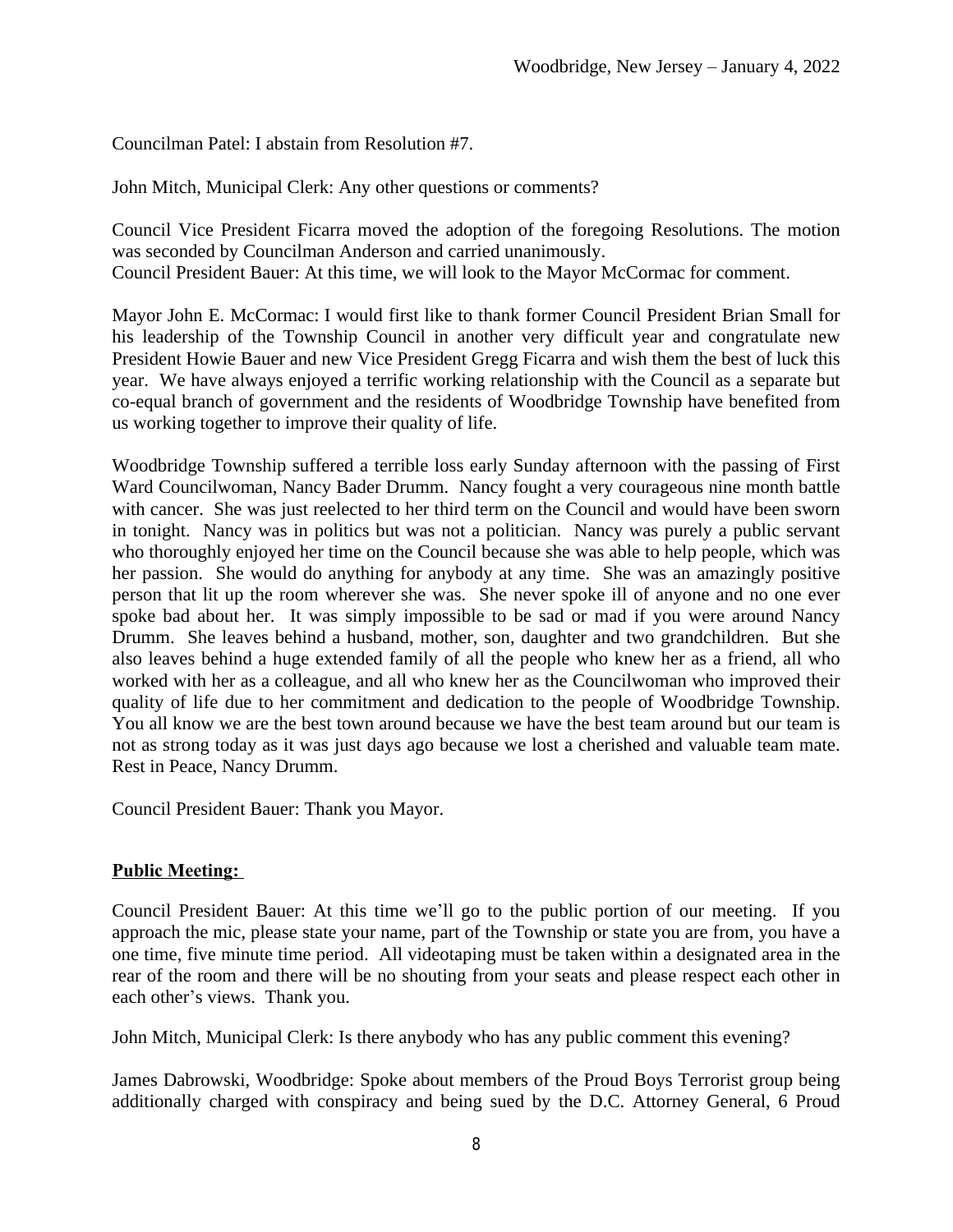Councilman Patel: I abstain from Resolution #7.

John Mitch, Municipal Clerk: Any other questions or comments?

Council Vice President Ficarra moved the adoption of the foregoing Resolutions. The motion was seconded by Councilman Anderson and carried unanimously.
Council President Bauer: At this time, we will look to the Mayor McCormac for comment.

Mayor John E. McCormac: I would first like to thank former Council President Brian Small for his leadership of the Township Council in another very difficult year and congratulate new President Howie Bauer and new Vice President Gregg Ficarra and wish them the best of luck this year. We have always enjoyed a terrific working relationship with the Council as a separate but co-equal branch of government and the residents of Woodbridge Township have benefited from us working together to improve their quality of life.

Woodbridge Township suffered a terrible loss early Sunday afternoon with the passing of First Ward Councilwoman, Nancy Bader Drumm. Nancy fought a very courageous nine month battle with cancer. She was just reelected to her third term on the Council and would have been sworn in tonight. Nancy was in politics but was not a politician. Nancy was purely a public servant who thoroughly enjoyed her time on the Council because she was able to help people, which was her passion. She would do anything for anybody at any time. She was an amazingly positive person that lit up the room wherever she was. She never spoke ill of anyone and no one ever spoke bad about her. It was simply impossible to be sad or mad if you were around Nancy Drumm. She leaves behind a husband, mother, son, daughter and two grandchildren. But she also leaves behind a huge extended family of all the people who knew her as a friend, all who worked with her as a colleague, and all who knew her as the Councilwoman who improved their quality of life due to her commitment and dedication to the people of Woodbridge Township. You all know we are the best town around because we have the best team around but our team is not as strong today as it was just days ago because we lost a cherished and valuable team mate. Rest in Peace, Nancy Drumm.

Council President Bauer: Thank you Mayor.

**Public Meeting:**

Council President Bauer: At this time we'll go to the public portion of our meeting. If you approach the mic, please state your name, part of the Township or state you are from, you have a one time, five minute time period. All videotaping must be taken within a designated area in the rear of the room and there will be no shouting from your seats and please respect each other in each other's views. Thank you.

John Mitch, Municipal Clerk: Is there anybody who has any public comment this evening?

James Dabrowski, Woodbridge: Spoke about members of the Proud Boys Terrorist group being additionally charged with conspiracy and being sued by the D.C. Attorney General, 6 Proud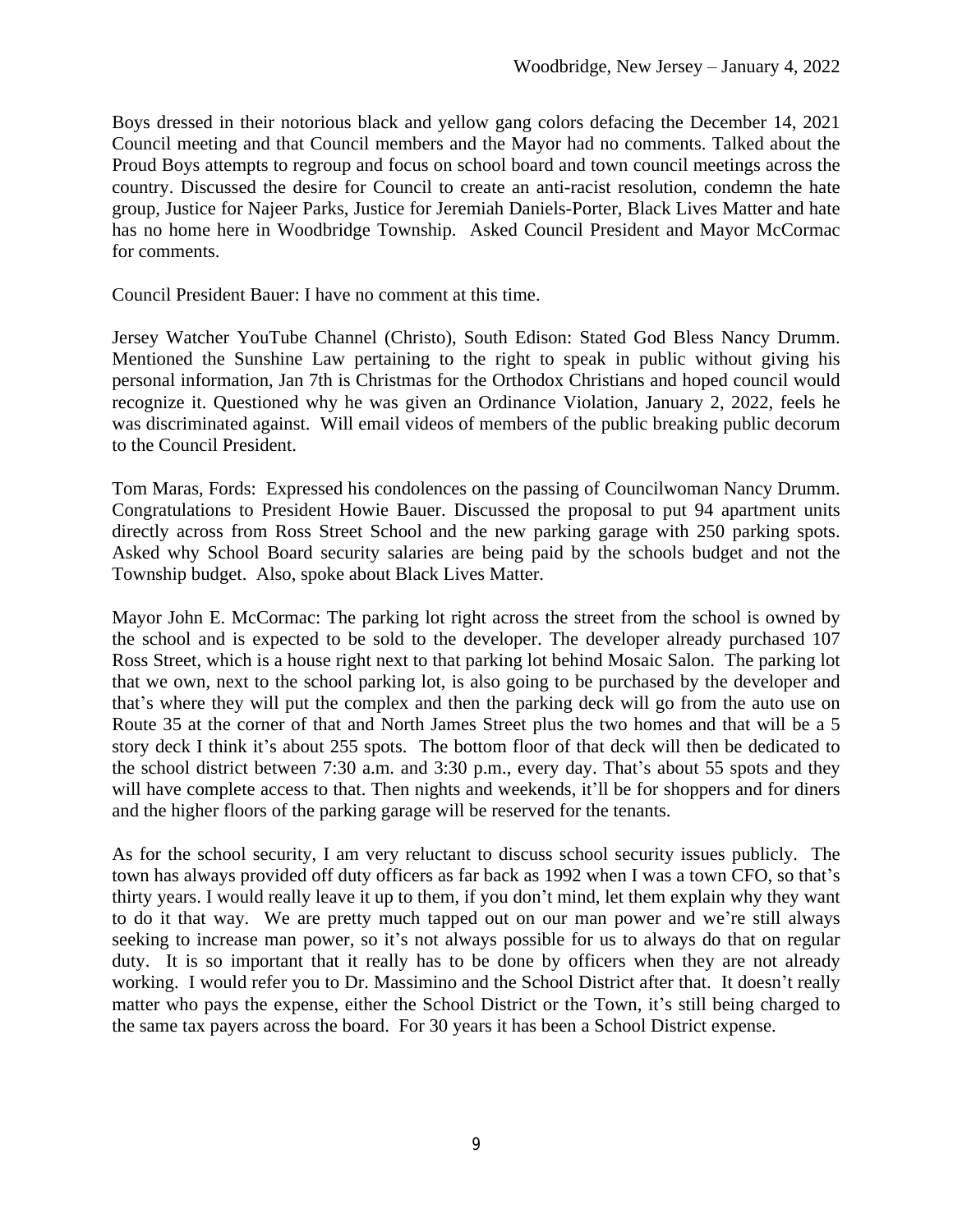Boys dressed in their notorious black and yellow gang colors defacing the December 14, 2021 Council meeting and that Council members and the Mayor had no comments. Talked about the Proud Boys attempts to regroup and focus on school board and town council meetings across the country. Discussed the desire for Council to create an anti-racist resolution, condemn the hate group, Justice for Najeer Parks, Justice for Jeremiah Daniels-Porter, Black Lives Matter and hate has no home here in Woodbridge Township. Asked Council President and Mayor McCormac for comments.

Council President Bauer: I have no comment at this time.

Jersey Watcher YouTube Channel (Christo), South Edison: Stated God Bless Nancy Drumm. Mentioned the Sunshine Law pertaining to the right to speak in public without giving his personal information, Jan 7th is Christmas for the Orthodox Christians and hoped council would recognize it. Questioned why he was given an Ordinance Violation, January 2, 2022, feels he was discriminated against. Will email videos of members of the public breaking public decorum to the Council President.

Tom Maras, Fords: Expressed his condolences on the passing of Councilwoman Nancy Drumm. Congratulations to President Howie Bauer. Discussed the proposal to put 94 apartment units directly across from Ross Street School and the new parking garage with 250 parking spots. Asked why School Board security salaries are being paid by the schools budget and not the Township budget. Also, spoke about Black Lives Matter.

Mayor John E. McCormac: The parking lot right across the street from the school is owned by the school and is expected to be sold to the developer. The developer already purchased 107 Ross Street, which is a house right next to that parking lot behind Mosaic Salon. The parking lot that we own, next to the school parking lot, is also going to be purchased by the developer and that's where they will put the complex and then the parking deck will go from the auto use on Route 35 at the corner of that and North James Street plus the two homes and that will be a 5 story deck I think it's about 255 spots. The bottom floor of that deck will then be dedicated to the school district between 7:30 a.m. and 3:30 p.m., every day. That's about 55 spots and they will have complete access to that. Then nights and weekends, it'll be for shoppers and for diners and the higher floors of the parking garage will be reserved for the tenants.

As for the school security, I am very reluctant to discuss school security issues publicly. The town has always provided off duty officers as far back as 1992 when I was a town CFO, so that's thirty years. I would really leave it up to them, if you don't mind, let them explain why they want to do it that way. We are pretty much tapped out on our man power and we're still always seeking to increase man power, so it's not always possible for us to always do that on regular duty. It is so important that it really has to be done by officers when they are not already working. I would refer you to Dr. Massimino and the School District after that. It doesn't really matter who pays the expense, either the School District or the Town, it's still being charged to the same tax payers across the board. For 30 years it has been a School District expense.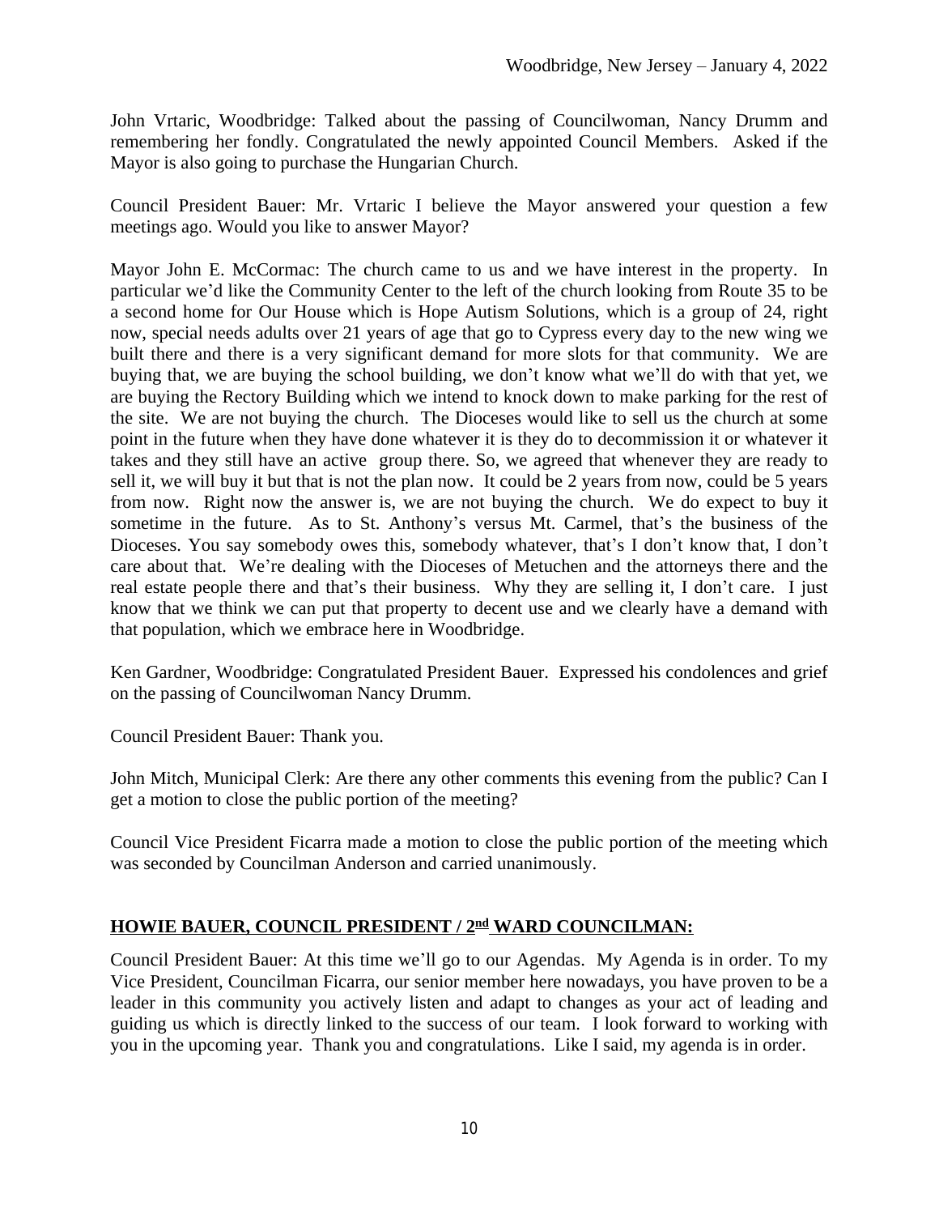John Vrtaric, Woodbridge: Talked about the passing of Councilwoman, Nancy Drumm and remembering her fondly. Congratulated the newly appointed Council Members. Asked if the Mayor is also going to purchase the Hungarian Church.

Council President Bauer: Mr. Vrtaric I believe the Mayor answered your question a few meetings ago. Would you like to answer Mayor?

Mayor John E. McCormac: The church came to us and we have interest in the property. In particular we'd like the Community Center to the left of the church looking from Route 35 to be a second home for Our House which is Hope Autism Solutions, which is a group of 24, right now, special needs adults over 21 years of age that go to Cypress every day to the new wing we built there and there is a very significant demand for more slots for that community. We are buying that, we are buying the school building, we don't know what we'll do with that yet, we are buying the Rectory Building which we intend to knock down to make parking for the rest of the site. We are not buying the church. The Dioceses would like to sell us the church at some point in the future when they have done whatever it is they do to decommission it or whatever it takes and they still have an active group there. So, we agreed that whenever they are ready to sell it, we will buy it but that is not the plan now. It could be 2 years from now, could be 5 years from now. Right now the answer is, we are not buying the church. We do expect to buy it sometime in the future. As to St. Anthony's versus Mt. Carmel, that's the business of the Dioceses. You say somebody owes this, somebody whatever, that's I don't know that, I don't care about that. We're dealing with the Dioceses of Metuchen and the attorneys there and the real estate people there and that's their business. Why they are selling it, I don't care. I just know that we think we can put that property to decent use and we clearly have a demand with that population, which we embrace here in Woodbridge.

Ken Gardner, Woodbridge: Congratulated President Bauer. Expressed his condolences and grief on the passing of Councilwoman Nancy Drumm.

Council President Bauer: Thank you.

John Mitch, Municipal Clerk: Are there any other comments this evening from the public? Can I get a motion to close the public portion of the meeting?

Council Vice President Ficarra made a motion to close the public portion of the meeting which was seconded by Councilman Anderson and carried unanimously.

## HOWIE BAUER, COUNCIL PRESIDENT / 2nd WARD COUNCILMAN:

Council President Bauer: At this time we'll go to our Agendas. My Agenda is in order. To my Vice President, Councilman Ficarra, our senior member here nowadays, you have proven to be a leader in this community you actively listen and adapt to changes as your act of leading and guiding us which is directly linked to the success of our team. I look forward to working with you in the upcoming year. Thank you and congratulations. Like I said, my agenda is in order.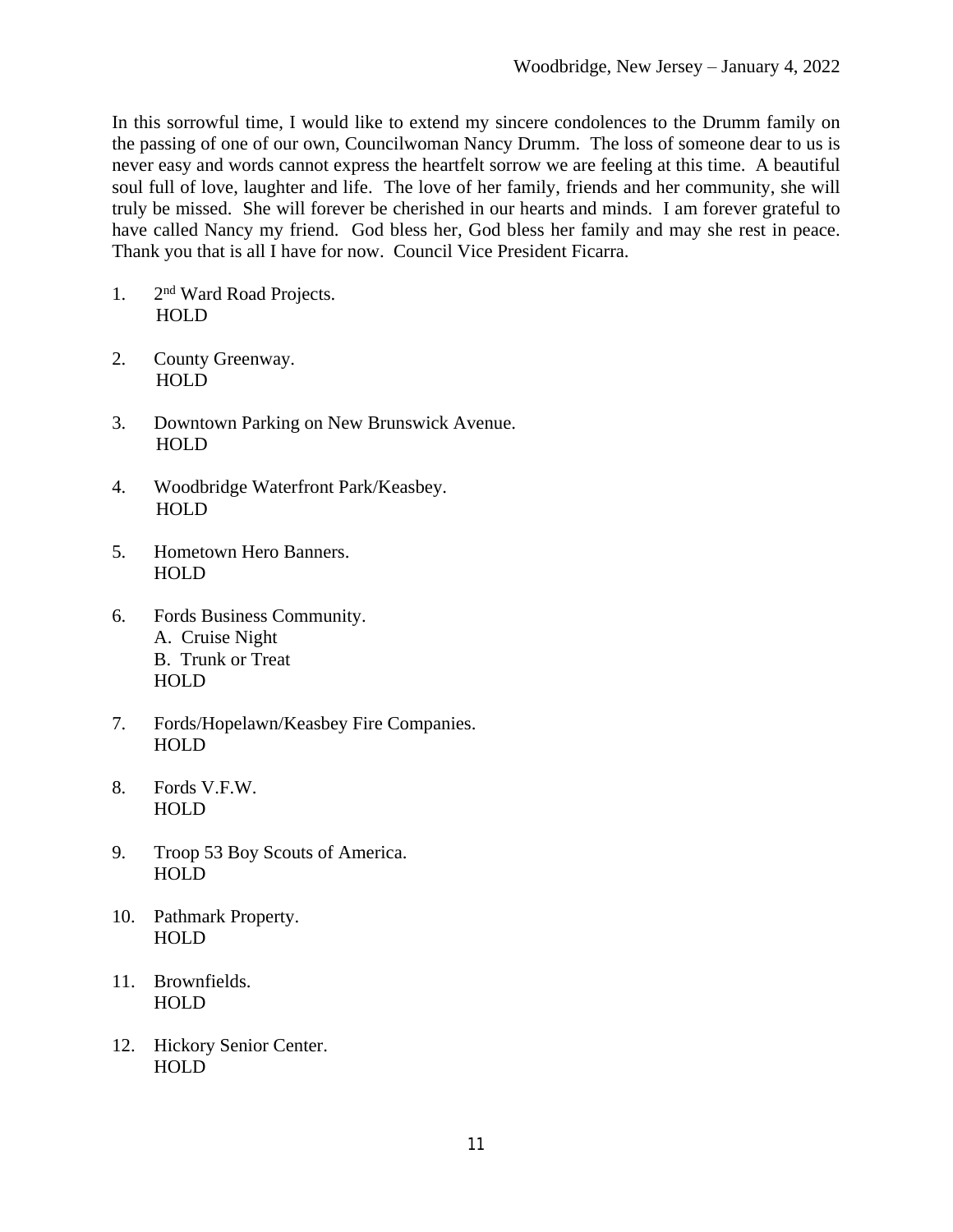In this sorrowful time, I would like to extend my sincere condolences to the Drumm family on the passing of one of our own, Councilwoman Nancy Drumm. The loss of someone dear to us is never easy and words cannot express the heartfelt sorrow we are feeling at this time. A beautiful soul full of love, laughter and life. The love of her family, friends and her community, she will truly be missed. She will forever be cherished in our hearts and minds. I am forever grateful to have called Nancy my friend. God bless her, God bless her family and may she rest in peace. Thank you that is all I have for now. Council Vice President Ficarra.

1. 2nd Ward Road Projects.
   HOLD

2. County Greenway.
   HOLD

3. Downtown Parking on New Brunswick Avenue.
   HOLD

4. Woodbridge Waterfront Park/Keasbey.
   HOLD

5. Hometown Hero Banners.
   HOLD

6. Fords Business Community.
   A. Cruise Night
   B. Trunk or Treat
   HOLD

7. Fords/Hopelawn/Keasbey Fire Companies.
   HOLD

8. Fords V.F.W.
   HOLD

9. Troop 53 Boy Scouts of America.
   HOLD

10. Pathmark Property.
    HOLD

11. Brownfields.
    HOLD

12. Hickory Senior Center.
    HOLD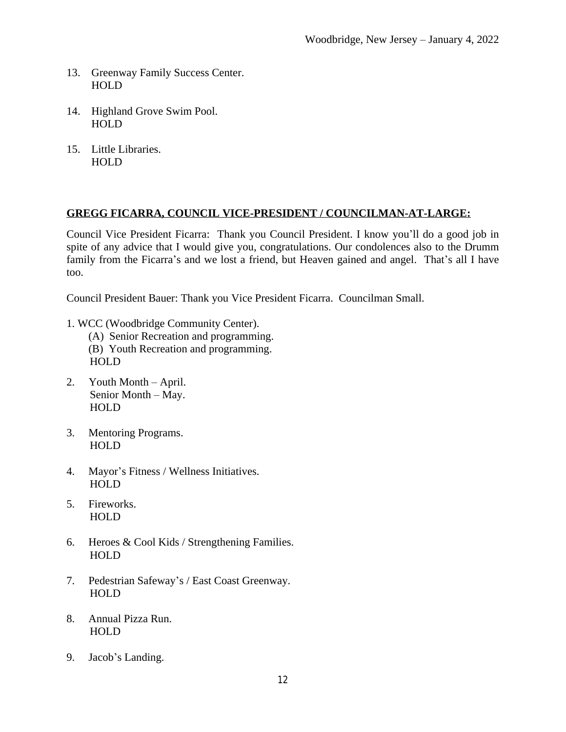13. Greenway Family Success Center.
    HOLD

14. Highland Grove Swim Pool.
    HOLD

15. Little Libraries.
    HOLD

**GREGG FICARRA, COUNCIL VICE-PRESIDENT / COUNCILMAN-AT-LARGE:**

Council Vice President Ficarra: Thank you Council President. I know you'll do a good job in spite of any advice that I would give you, congratulations. Our condolences also to the Drumm family from the Ficarra's and we lost a friend, but Heaven gained and angel. That's all I have too.

Council President Bauer: Thank you Vice President Ficarra. Councilman Small.

1. WCC (Woodbridge Community Center).
   (A) Senior Recreation and programming.
   (B) Youth Recreation and programming.
   HOLD

2. Youth Month – April.
   Senior Month – May.
   HOLD

3. Mentoring Programs.
   HOLD

4. Mayor's Fitness / Wellness Initiatives.
   HOLD

5. Fireworks.
   HOLD

6. Heroes & Cool Kids / Strengthening Families.
   HOLD

7. Pedestrian Safeway's / East Coast Greenway.
   HOLD

8. Annual Pizza Run.
   HOLD

9. Jacob's Landing.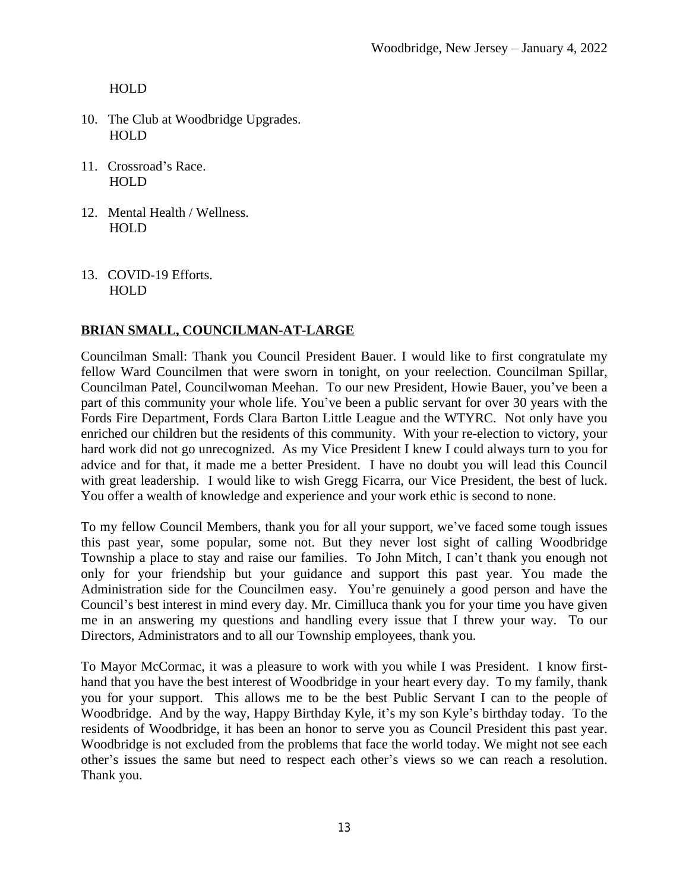HOLD

10. The Club at Woodbridge Upgrades.
    HOLD

11. Crossroad's Race.
    HOLD

12. Mental Health / Wellness.
    HOLD

13. COVID-19 Efforts.
    HOLD

**BRIAN SMALL, COUNCILMAN-AT-LARGE**

Councilman Small: Thank you Council President Bauer. I would like to first congratulate my fellow Ward Councilmen that were sworn in tonight, on your reelection. Councilman Spillar, Councilman Patel, Councilwoman Meehan. To our new President, Howie Bauer, you've been a part of this community your whole life. You've been a public servant for over 30 years with the Fords Fire Department, Fords Clara Barton Little League and the WTYRC. Not only have you enriched our children but the residents of this community. With your re-election to victory, your hard work did not go unrecognized. As my Vice President I knew I could always turn to you for advice and for that, it made me a better President. I have no doubt you will lead this Council with great leadership. I would like to wish Gregg Ficarra, our Vice President, the best of luck. You offer a wealth of knowledge and experience and your work ethic is second to none.

To my fellow Council Members, thank you for all your support, we've faced some tough issues this past year, some popular, some not. But they never lost sight of calling Woodbridge Township a place to stay and raise our families. To John Mitch, I can't thank you enough not only for your friendship but your guidance and support this past year. You made the Administration side for the Councilmen easy. You're genuinely a good person and have the Council's best interest in mind every day. Mr. Cimilluca thank you for your time you have given me in an answering my questions and handling every issue that I threw your way. To our Directors, Administrators and to all our Township employees, thank you.

To Mayor McCormac, it was a pleasure to work with you while I was President. I know first-hand that you have the best interest of Woodbridge in your heart every day. To my family, thank you for your support. This allows me to be the best Public Servant I can to the people of Woodbridge. And by the way, Happy Birthday Kyle, it's my son Kyle's birthday today. To the residents of Woodbridge, it has been an honor to serve you as Council President this past year. Woodbridge is not excluded from the problems that face the world today. We might not see each other's issues the same but need to respect each other's views so we can reach a resolution. Thank you.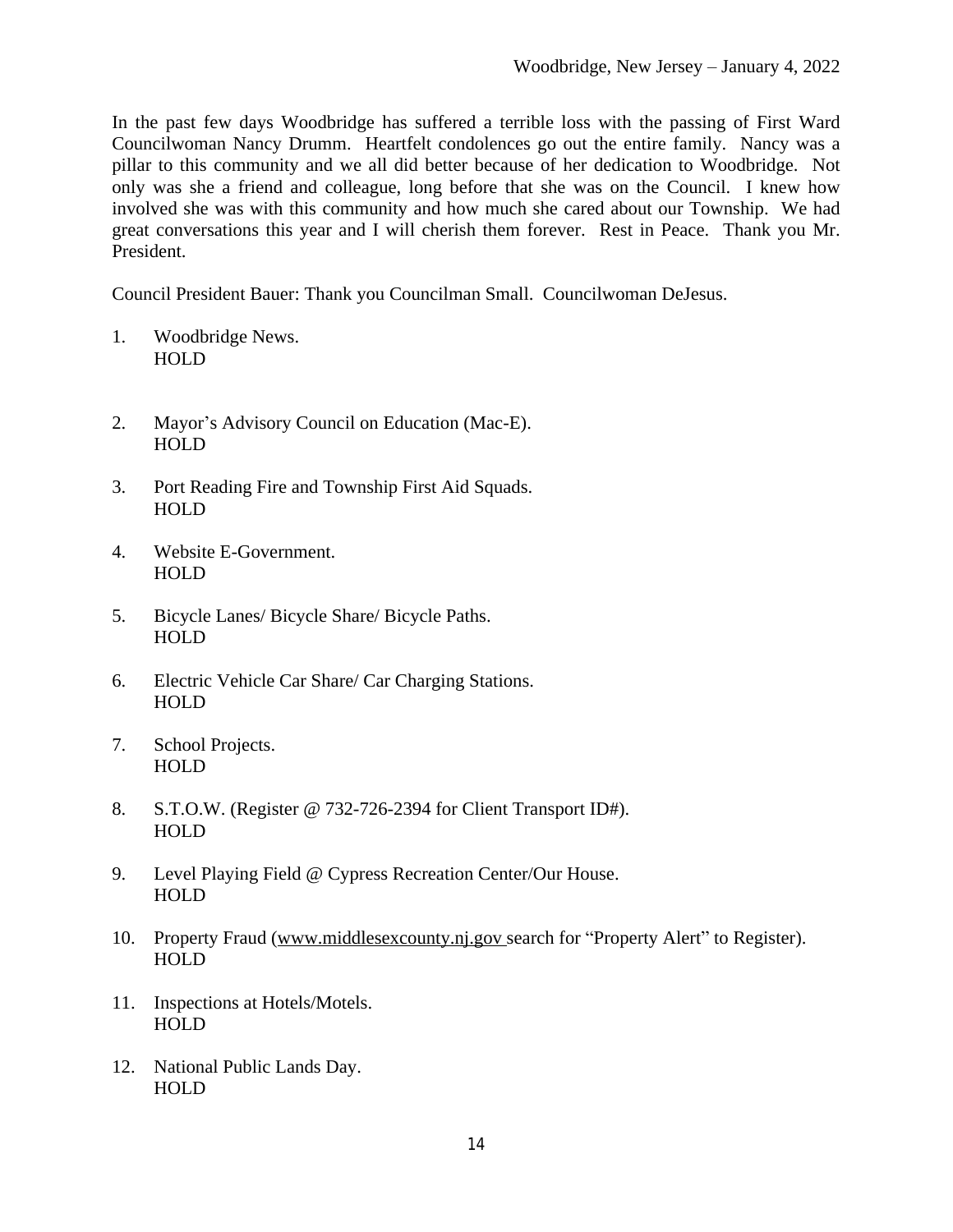In the past few days Woodbridge has suffered a terrible loss with the passing of First Ward Councilwoman Nancy Drumm. Heartfelt condolences go out the entire family. Nancy was a pillar to this community and we all did better because of her dedication to Woodbridge. Not only was she a friend and colleague, long before that she was on the Council. I knew how involved she was with this community and how much she cared about our Township. We had great conversations this year and I will cherish them forever. Rest in Peace. Thank you Mr. President.

Council President Bauer: Thank you Councilman Small. Councilwoman DeJesus.

1. Woodbridge News.
   HOLD

2. Mayor's Advisory Council on Education (Mac-E).
   HOLD

3. Port Reading Fire and Township First Aid Squads.
   HOLD

4. Website E-Government.
   HOLD

5. Bicycle Lanes/ Bicycle Share/ Bicycle Paths.
   HOLD

6. Electric Vehicle Car Share/ Car Charging Stations.
   HOLD

7. School Projects.
   HOLD

8. S.T.O.W. (Register @ 732-726-2394 for Client Transport ID#).
   HOLD

9. Level Playing Field @ Cypress Recreation Center/Our House.
   HOLD

10. Property Fraud (www.middlesexcounty.nj.gov search for "Property Alert" to Register).
    HOLD

11. Inspections at Hotels/Motels.
    HOLD

12. National Public Lands Day.
    HOLD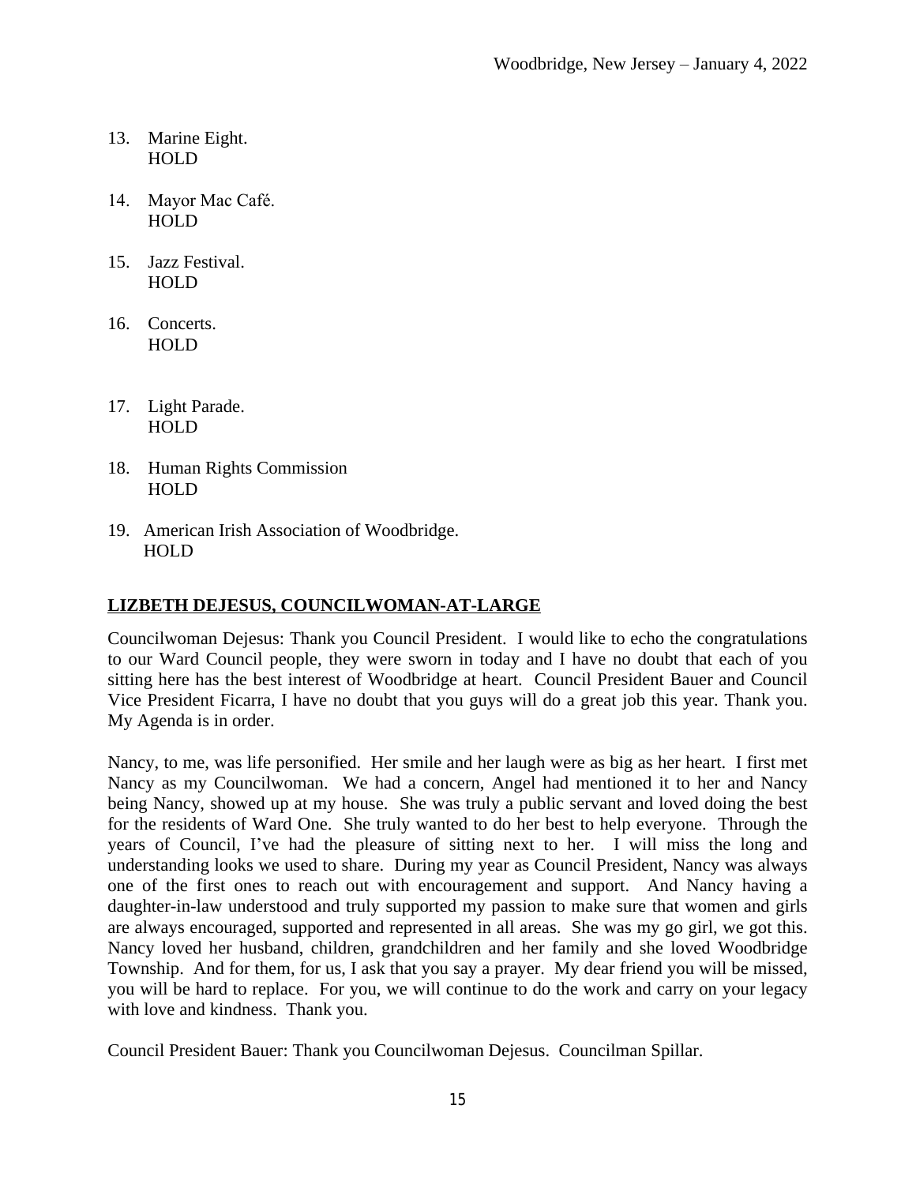13. Marine Eight.
    HOLD

14. Mayor Mac Café.
    HOLD

15. Jazz Festival.
    HOLD

16. Concerts.
    HOLD

17. Light Parade.
    HOLD

18. Human Rights Commission
    HOLD

19. American Irish Association of Woodbridge.
    HOLD

**LIZBETH DEJESUS, COUNCILWOMAN-AT-LARGE**

Councilwoman Dejesus: Thank you Council President. I would like to echo the congratulations to our Ward Council people, they were sworn in today and I have no doubt that each of you sitting here has the best interest of Woodbridge at heart. Council President Bauer and Council Vice President Ficarra, I have no doubt that you guys will do a great job this year. Thank you. My Agenda is in order.

Nancy, to me, was life personified. Her smile and her laugh were as big as her heart. I first met Nancy as my Councilwoman. We had a concern, Angel had mentioned it to her and Nancy being Nancy, showed up at my house. She was truly a public servant and loved doing the best for the residents of Ward One. She truly wanted to do her best to help everyone. Through the years of Council, I've had the pleasure of sitting next to her. I will miss the long and understanding looks we used to share. During my year as Council President, Nancy was always one of the first ones to reach out with encouragement and support. And Nancy having a daughter-in-law understood and truly supported my passion to make sure that women and girls are always encouraged, supported and represented in all areas. She was my go girl, we got this. Nancy loved her husband, children, grandchildren and her family and she loved Woodbridge Township. And for them, for us, I ask that you say a prayer. My dear friend you will be missed, you will be hard to replace. For you, we will continue to do the work and carry on your legacy with love and kindness. Thank you.

Council President Bauer: Thank you Councilwoman Dejesus. Councilman Spillar.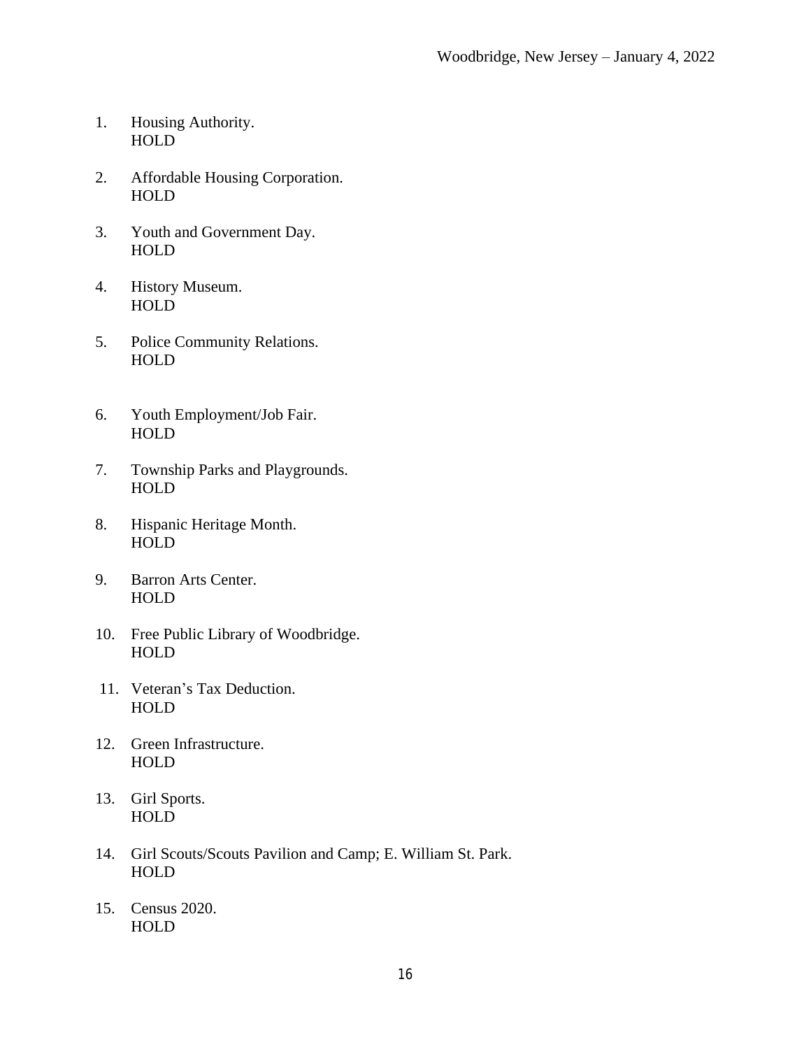1. Housing Authority.
   HOLD

2. Affordable Housing Corporation.
   HOLD

3. Youth and Government Day.
   HOLD

4. History Museum.
   HOLD

5. Police Community Relations.
   HOLD

6. Youth Employment/Job Fair.
   HOLD

7. Township Parks and Playgrounds.
   HOLD

8. Hispanic Heritage Month.
   HOLD

9. Barron Arts Center.
   HOLD

10. Free Public Library of Woodbridge.
    HOLD

11. Veteran's Tax Deduction.
    HOLD

12. Green Infrastructure.
    HOLD

13. Girl Sports.
    HOLD

14. Girl Scouts/Scouts Pavilion and Camp; E. William St. Park.
    HOLD

15. Census 2020.
    HOLD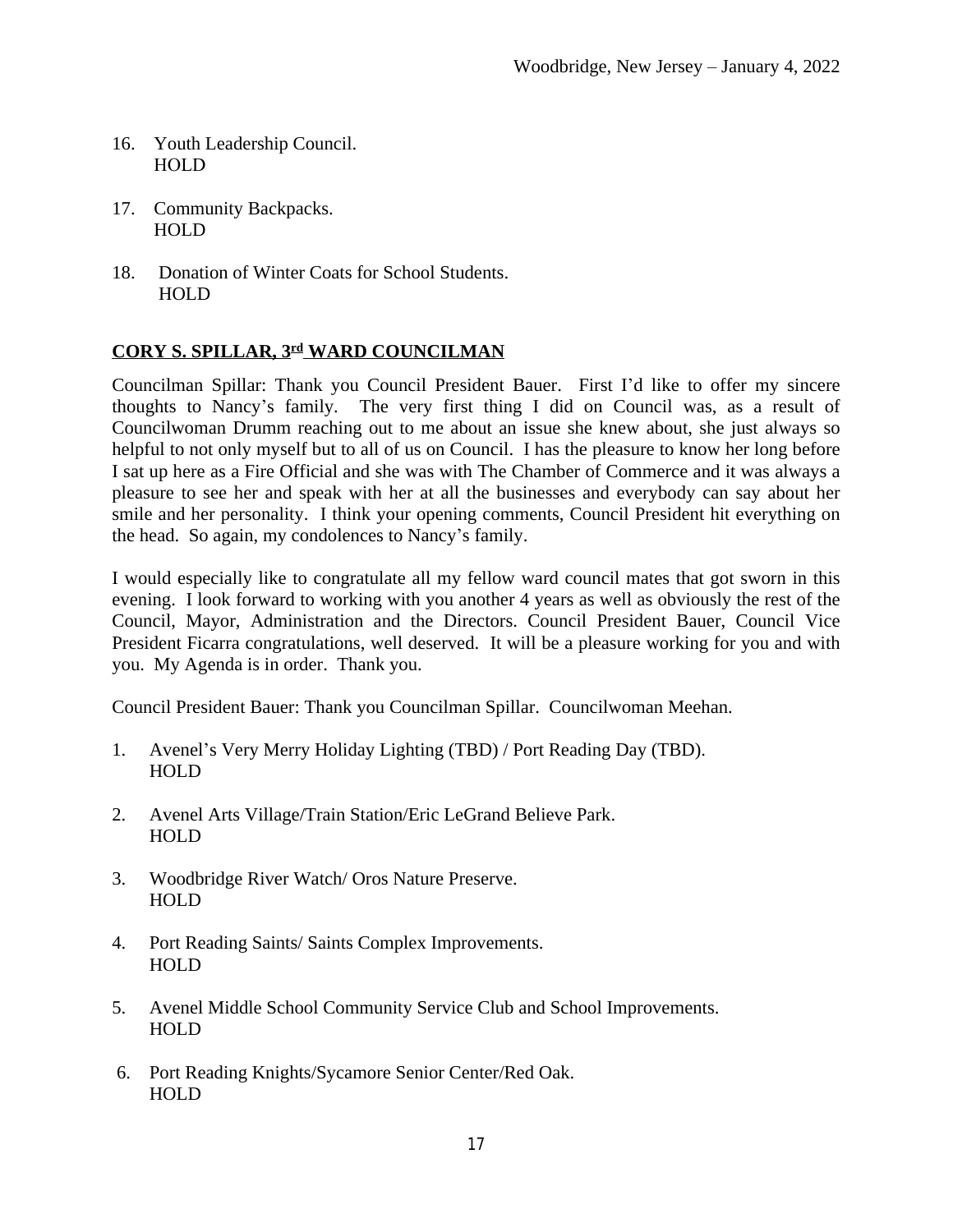16. Youth Leadership Council.
    HOLD

17. Community Backpacks.
    HOLD

18. Donation of Winter Coats for School Students.
    HOLD

**<u>CORY S. SPILLAR, 3rd WARD COUNCILMAN</u>**

Councilman Spillar: Thank you Council President Bauer. First I'd like to offer my sincere thoughts to Nancy's family. The very first thing I did on Council was, as a result of Councilwoman Drumm reaching out to me about an issue she knew about, she just always so helpful to not only myself but to all of us on Council. I has the pleasure to know her long before I sat up here as a Fire Official and she was with The Chamber of Commerce and it was always a pleasure to see her and speak with her at all the businesses and everybody can say about her smile and her personality. I think your opening comments, Council President hit everything on the head. So again, my condolences to Nancy's family.

I would especially like to congratulate all my fellow ward council mates that got sworn in this evening. I look forward to working with you another 4 years as well as obviously the rest of the Council, Mayor, Administration and the Directors. Council President Bauer, Council Vice President Ficarra congratulations, well deserved. It will be a pleasure working for you and with you. My Agenda is in order. Thank you.

Council President Bauer: Thank you Councilman Spillar. Councilwoman Meehan.

1. Avenel's Very Merry Holiday Lighting (TBD) / Port Reading Day (TBD).
   HOLD

2. Avenel Arts Village/Train Station/Eric LeGrand Believe Park.
   HOLD

3. Woodbridge River Watch/ Oros Nature Preserve.
   HOLD

4. Port Reading Saints/ Saints Complex Improvements.
   HOLD

5. Avenel Middle School Community Service Club and School Improvements.
   HOLD

6. Port Reading Knights/Sycamore Senior Center/Red Oak.
   HOLD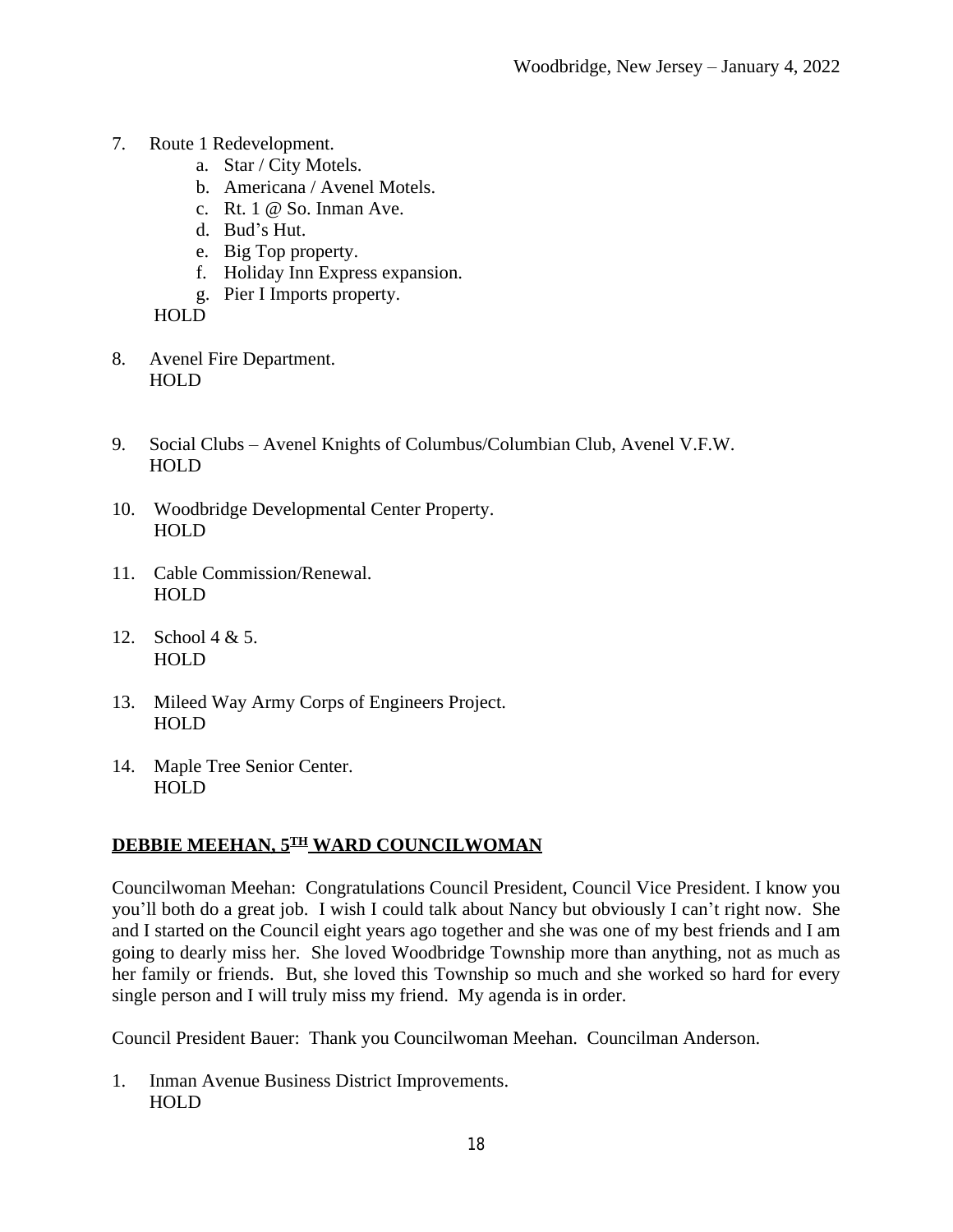7. Route 1 Redevelopment.
   a. Star / City Motels.
   b. Americana / Avenel Motels.
   c. Rt. 1 @ So. Inman Ave.
   d. Bud's Hut.
   e. Big Top property.
   f. Holiday Inn Express expansion.
   g. Pier I Imports property.

   HOLD

8. Avenel Fire Department.
   HOLD

9. Social Clubs – Avenel Knights of Columbus/Columbian Club, Avenel V.F.W.
   HOLD

10. Woodbridge Developmental Center Property.
    HOLD

11. Cable Commission/Renewal.
    HOLD

12. School 4 & 5.
    HOLD

13. Mileed Way Army Corps of Engineers Project.
    HOLD

14. Maple Tree Senior Center.
    HOLD

**DEBBIE MEEHAN, 5TH WARD COUNCILWOMAN**

Councilwoman Meehan: Congratulations Council President, Council Vice President. I know you you'll both do a great job. I wish I could talk about Nancy but obviously I can't right now. She and I started on the Council eight years ago together and she was one of my best friends and I am going to dearly miss her. She loved Woodbridge Township more than anything, not as much as her family or friends. But, she loved this Township so much and she worked so hard for every single person and I will truly miss my friend. My agenda is in order.

Council President Bauer: Thank you Councilwoman Meehan. Councilman Anderson.

1. Inman Avenue Business District Improvements.
   HOLD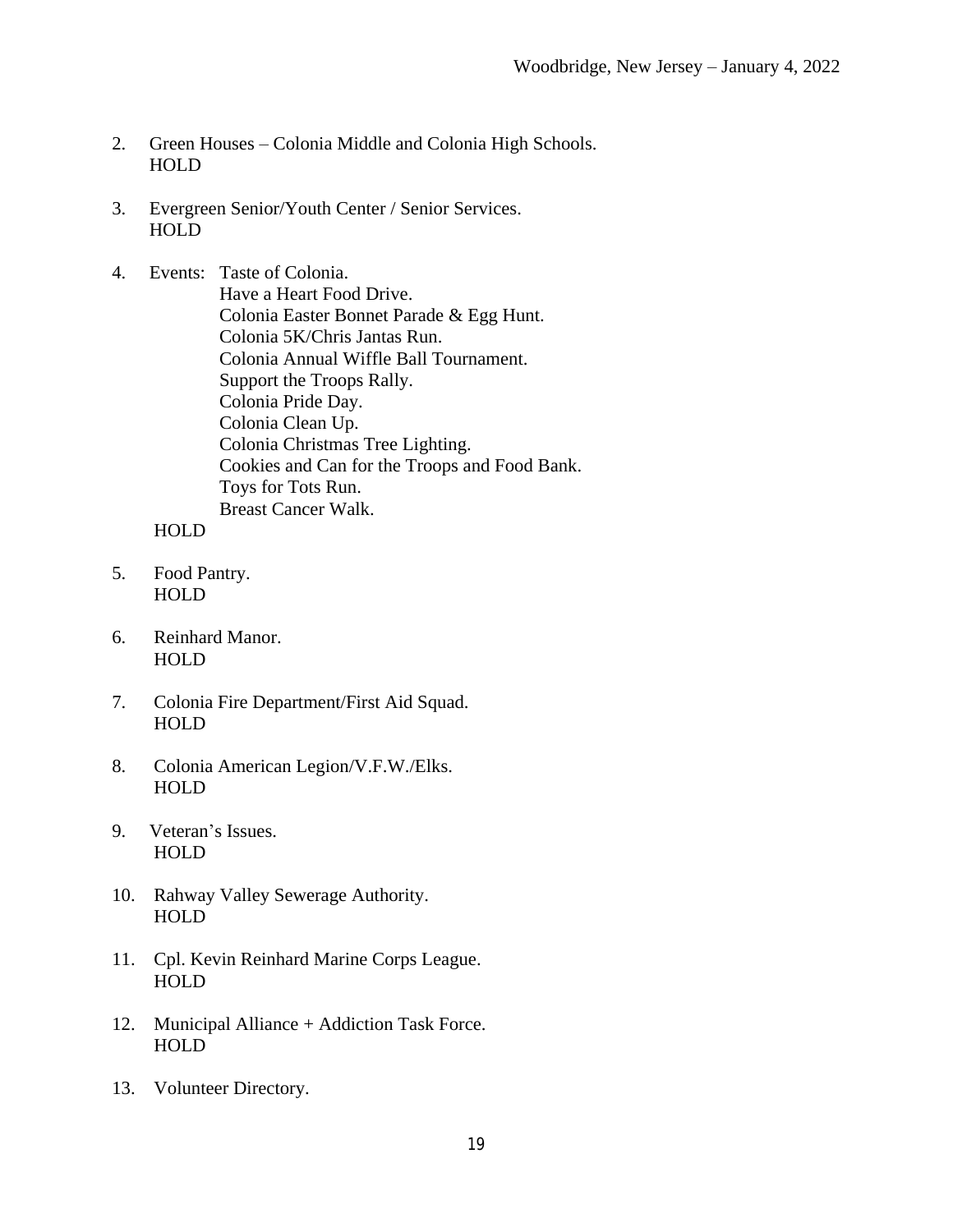2. Green Houses – Colonia Middle and Colonia High Schools.
   HOLD

3. Evergreen Senior/Youth Center / Senior Services.
   HOLD

4. Events: Taste of Colonia.
   Have a Heart Food Drive.
   Colonia Easter Bonnet Parade & Egg Hunt.
   Colonia 5K/Chris Jantas Run.
   Colonia Annual Wiffle Ball Tournament.
   Support the Troops Rally.
   Colonia Pride Day.
   Colonia Clean Up.
   Colonia Christmas Tree Lighting.
   Cookies and Can for the Troops and Food Bank.
   Toys for Tots Run.
   Breast Cancer Walk.
   HOLD

5. Food Pantry.
   HOLD

6. Reinhard Manor.
   HOLD

7. Colonia Fire Department/First Aid Squad.
   HOLD

8. Colonia American Legion/V.F.W./Elks.
   HOLD

9. Veteran's Issues.
   HOLD

10. Rahway Valley Sewerage Authority.
    HOLD

11. Cpl. Kevin Reinhard Marine Corps League.
    HOLD

12. Municipal Alliance + Addiction Task Force.
    HOLD

13. Volunteer Directory.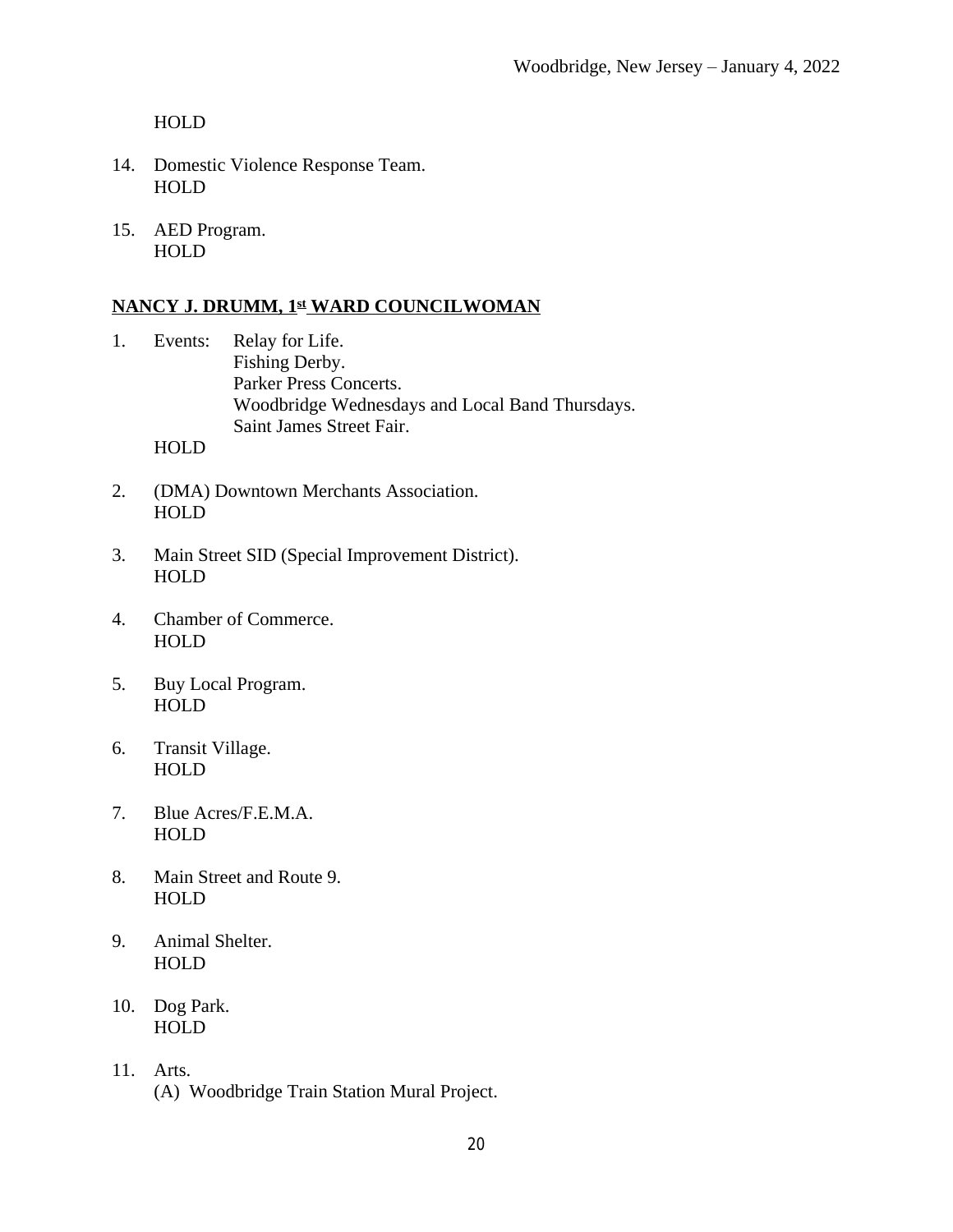HOLD

14. Domestic Violence Response Team.
    HOLD

15. AED Program.
    HOLD

**NANCY J. DRUMM, 1st WARD COUNCILWOMAN**

1. Events: Relay for Life.
   Fishing Derby.
   Parker Press Concerts.
   Woodbridge Wednesdays and Local Band Thursdays.
   Saint James Street Fair.
   HOLD

2. (DMA) Downtown Merchants Association.
   HOLD

3. Main Street SID (Special Improvement District).
   HOLD

4. Chamber of Commerce.
   HOLD

5. Buy Local Program.
   HOLD

6. Transit Village.
   HOLD

7. Blue Acres/F.E.M.A.
   HOLD

8. Main Street and Route 9.
   HOLD

9. Animal Shelter.
   HOLD

10. Dog Park.
    HOLD

11. Arts.
    (A) Woodbridge Train Station Mural Project.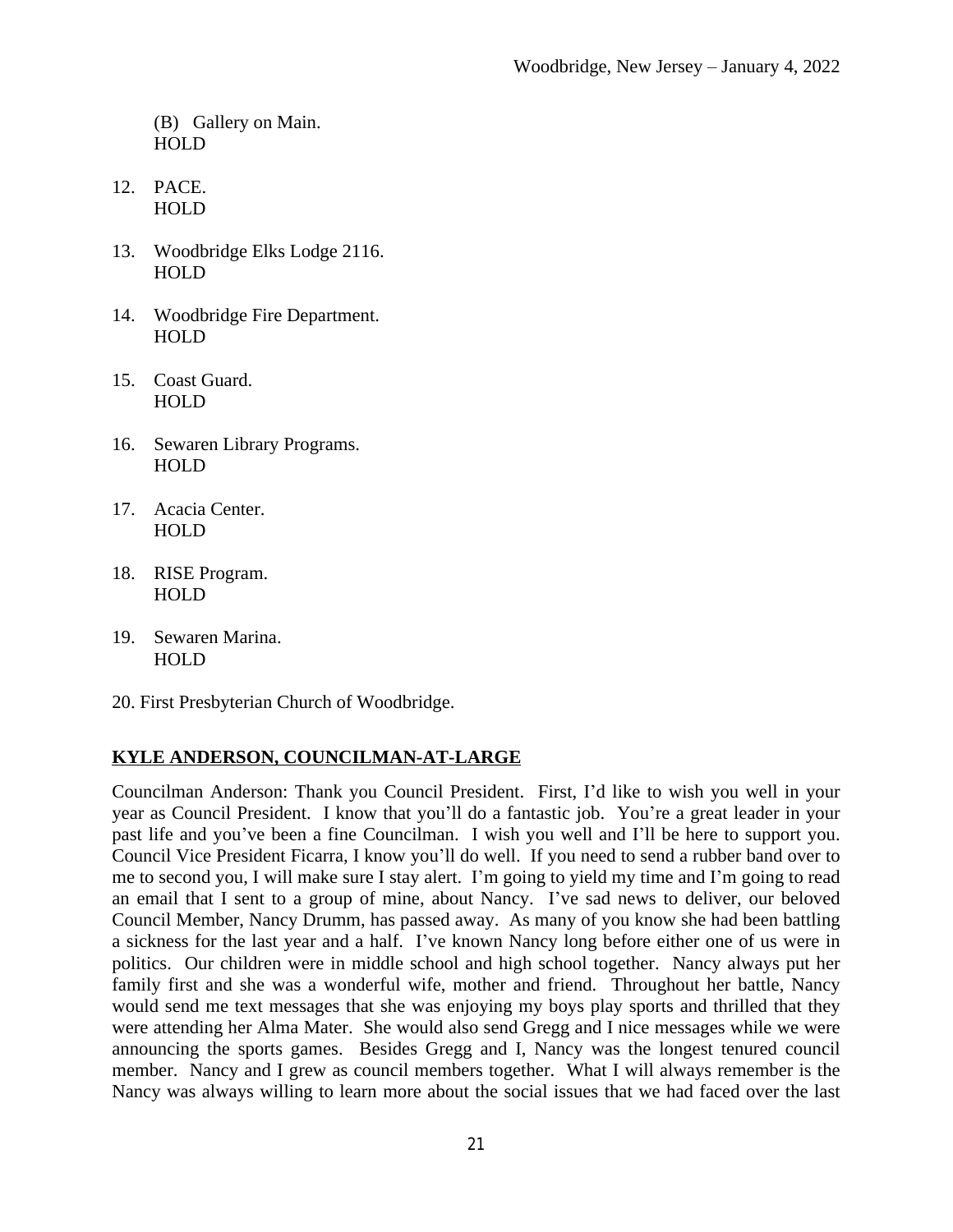(B) Gallery on Main.
HOLD

12. PACE.
HOLD

13. Woodbridge Elks Lodge 2116.
HOLD

14. Woodbridge Fire Department.
HOLD

15. Coast Guard.
HOLD

16. Sewaren Library Programs.
HOLD

17. Acacia Center.
HOLD

18. RISE Program.
HOLD

19. Sewaren Marina.
HOLD

20. First Presbyterian Church of Woodbridge.

**KYLE ANDERSON, COUNCILMAN-AT-LARGE**

Councilman Anderson: Thank you Council President. First, I'd like to wish you well in your year as Council President. I know that you'll do a fantastic job. You're a great leader in your past life and you've been a fine Councilman. I wish you well and I'll be here to support you. Council Vice President Ficarra, I know you'll do well. If you need to send a rubber band over to me to second you, I will make sure I stay alert. I'm going to yield my time and I'm going to read an email that I sent to a group of mine, about Nancy. I've sad news to deliver, our beloved Council Member, Nancy Drumm, has passed away. As many of you know she had been battling a sickness for the last year and a half. I've known Nancy long before either one of us were in politics. Our children were in middle school and high school together. Nancy always put her family first and she was a wonderful wife, mother and friend. Throughout her battle, Nancy would send me text messages that she was enjoying my boys play sports and thrilled that they were attending her Alma Mater. She would also send Gregg and I nice messages while we were announcing the sports games. Besides Gregg and I, Nancy was the longest tenured council member. Nancy and I grew as council members together. What I will always remember is the Nancy was always willing to learn more about the social issues that we had faced over the last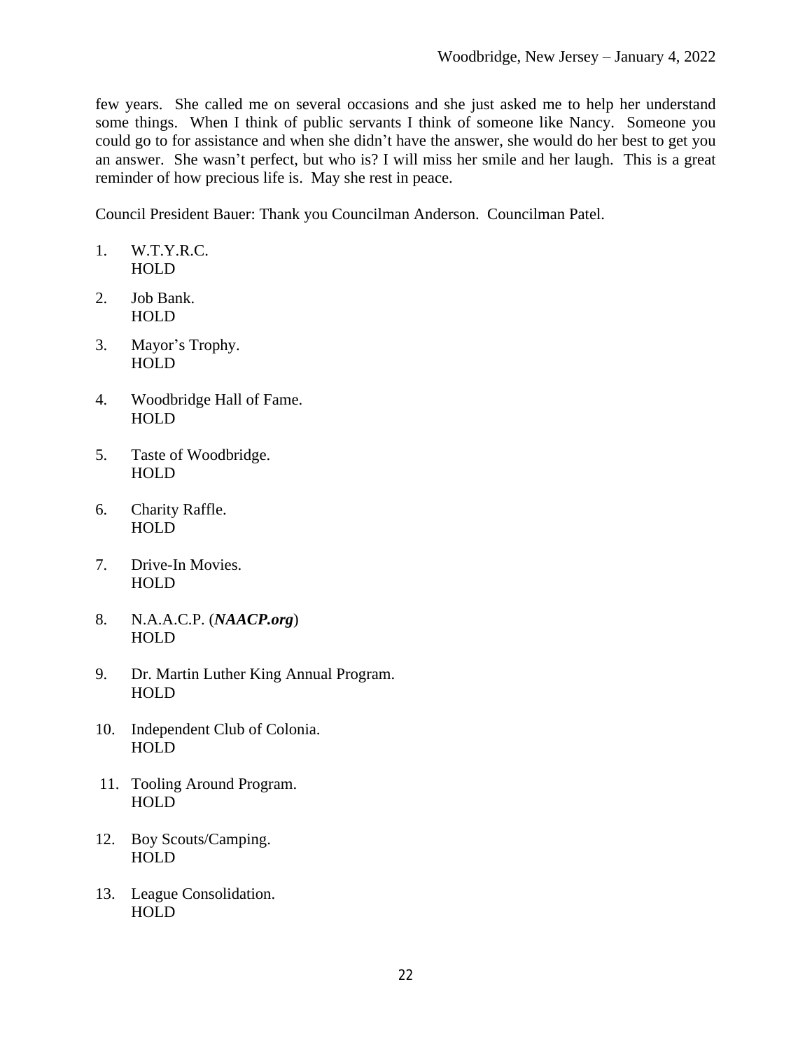few years. She called me on several occasions and she just asked me to help her understand some things. When I think of public servants I think of someone like Nancy. Someone you could go to for assistance and when she didn't have the answer, she would do her best to get you an answer. She wasn't perfect, but who is? I will miss her smile and her laugh. This is a great reminder of how precious life is. May she rest in peace.

Council President Bauer: Thank you Councilman Anderson. Councilman Patel.

1. W.T.Y.R.C.  
   HOLD

2. Job Bank.  
   HOLD

3. Mayor's Trophy.  
   HOLD

4. Woodbridge Hall of Fame.  
   HOLD

5. Taste of Woodbridge.  
   HOLD

6. Charity Raffle.  
   HOLD

7. Drive-In Movies.  
   HOLD

8. N.A.A.C.P. (***NAACP.org***)  
   HOLD

9. Dr. Martin Luther King Annual Program.  
   HOLD

10. Independent Club of Colonia.  
    HOLD

11. Tooling Around Program.  
    HOLD

12. Boy Scouts/Camping.  
    HOLD

13. League Consolidation.  
    HOLD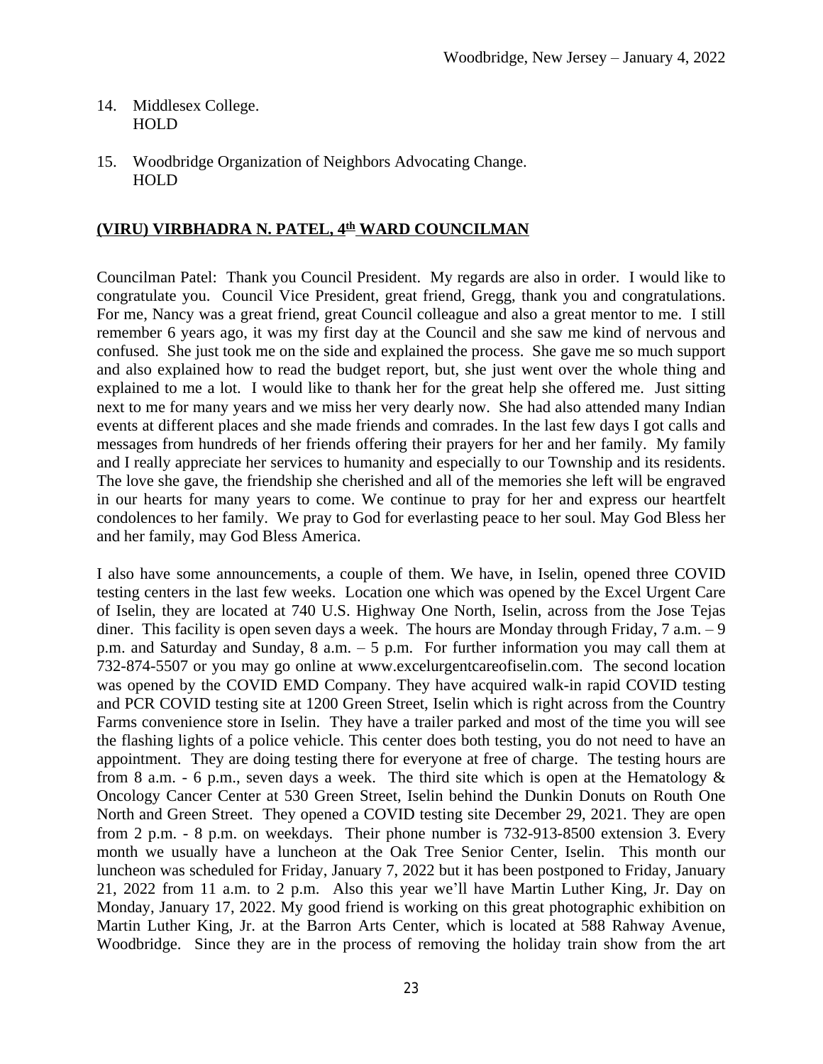14. Middlesex College.
    HOLD

15. Woodbridge Organization of Neighbors Advocating Change.
    HOLD

## (VIRU) VIRBHADRA N. PATEL, 4th WARD COUNCILMAN

Councilman Patel: Thank you Council President. My regards are also in order. I would like to congratulate you. Council Vice President, great friend, Gregg, thank you and congratulations. For me, Nancy was a great friend, great Council colleague and also a great mentor to me. I still remember 6 years ago, it was my first day at the Council and she saw me kind of nervous and confused. She just took me on the side and explained the process. She gave me so much support and also explained how to read the budget report, but, she just went over the whole thing and explained to me a lot. I would like to thank her for the great help she offered me. Just sitting next to me for many years and we miss her very dearly now. She had also attended many Indian events at different places and she made friends and comrades. In the last few days I got calls and messages from hundreds of her friends offering their prayers for her and her family. My family and I really appreciate her services to humanity and especially to our Township and its residents. The love she gave, the friendship she cherished and all of the memories she left will be engraved in our hearts for many years to come. We continue to pray for her and express our heartfelt condolences to her family. We pray to God for everlasting peace to her soul. May God Bless her and her family, may God Bless America.

I also have some announcements, a couple of them. We have, in Iselin, opened three COVID testing centers in the last few weeks. Location one which was opened by the Excel Urgent Care of Iselin, they are located at 740 U.S. Highway One North, Iselin, across from the Jose Tejas diner. This facility is open seven days a week. The hours are Monday through Friday, 7 a.m. – 9 p.m. and Saturday and Sunday, 8 a.m. – 5 p.m. For further information you may call them at 732-874-5507 or you may go online at www.excelurgentcareofiselin.com. The second location was opened by the COVID EMD Company. They have acquired walk-in rapid COVID testing and PCR COVID testing site at 1200 Green Street, Iselin which is right across from the Country Farms convenience store in Iselin. They have a trailer parked and most of the time you will see the flashing lights of a police vehicle. This center does both testing, you do not need to have an appointment. They are doing testing there for everyone at free of charge. The testing hours are from 8 a.m. - 6 p.m., seven days a week. The third site which is open at the Hematology & Oncology Cancer Center at 530 Green Street, Iselin behind the Dunkin Donuts on Routh One North and Green Street. They opened a COVID testing site December 29, 2021. They are open from 2 p.m. - 8 p.m. on weekdays. Their phone number is 732-913-8500 extension 3. Every month we usually have a luncheon at the Oak Tree Senior Center, Iselin. This month our luncheon was scheduled for Friday, January 7, 2022 but it has been postponed to Friday, January 21, 2022 from 11 a.m. to 2 p.m. Also this year we'll have Martin Luther King, Jr. Day on Monday, January 17, 2022. My good friend is working on this great photographic exhibition on Martin Luther King, Jr. at the Barron Arts Center, which is located at 588 Rahway Avenue, Woodbridge. Since they are in the process of removing the holiday train show from the art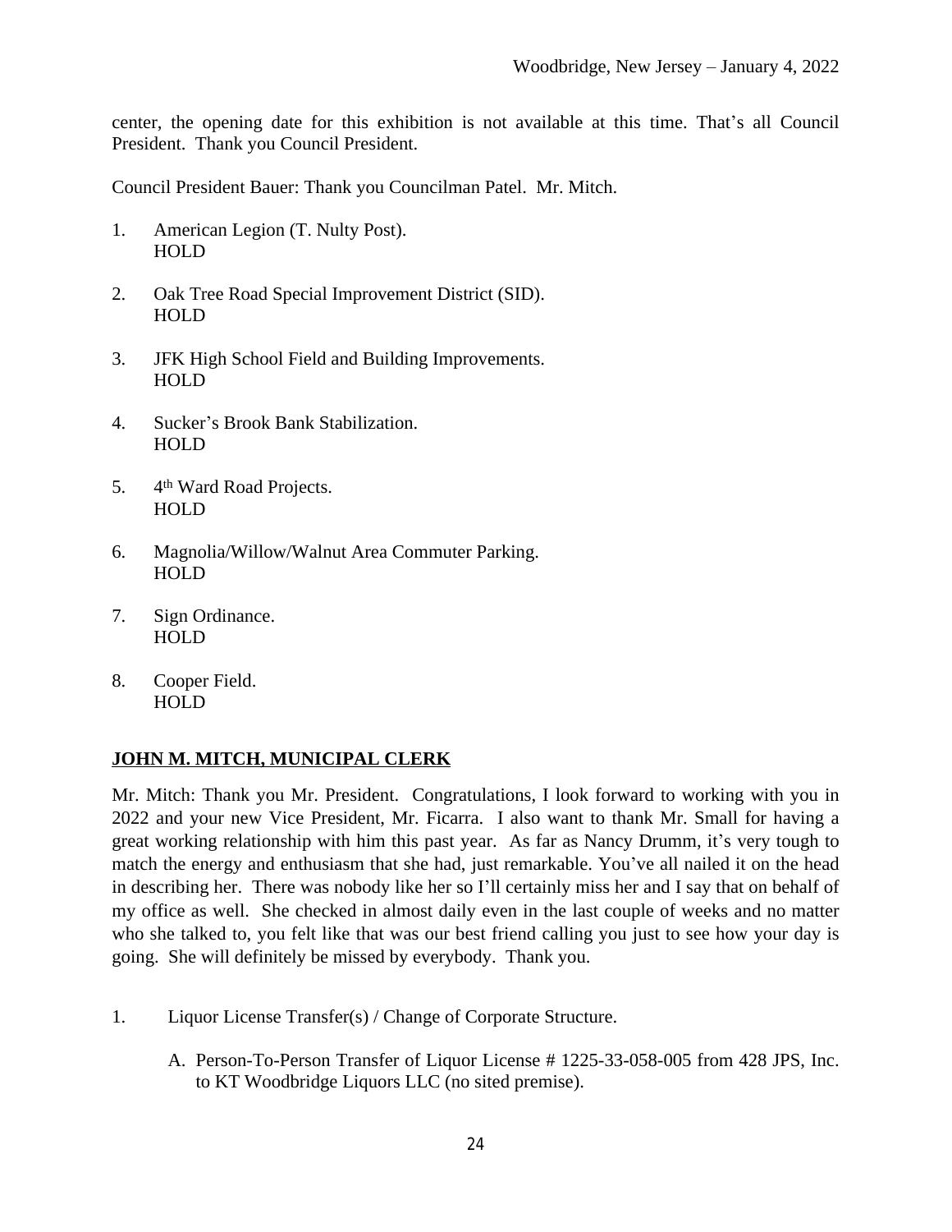center, the opening date for this exhibition is not available at this time. That's all Council President. Thank you Council President.

Council President Bauer: Thank you Councilman Patel. Mr. Mitch.

1. American Legion (T. Nulty Post).
   HOLD

2. Oak Tree Road Special Improvement District (SID).
   HOLD

3. JFK High School Field and Building Improvements.
   HOLD

4. Sucker's Brook Bank Stabilization.
   HOLD

5. 4th Ward Road Projects.
   HOLD

6. Magnolia/Willow/Walnut Area Commuter Parking.
   HOLD

7. Sign Ordinance.
   HOLD

8. Cooper Field.
   HOLD

**JOHN M. MITCH, MUNICIPAL CLERK**

Mr. Mitch: Thank you Mr. President. Congratulations, I look forward to working with you in 2022 and your new Vice President, Mr. Ficarra. I also want to thank Mr. Small for having a great working relationship with him this past year. As far as Nancy Drumm, it's very tough to match the energy and enthusiasm that she had, just remarkable. You've all nailed it on the head in describing her. There was nobody like her so I'll certainly miss her and I say that on behalf of my office as well. She checked in almost daily even in the last couple of weeks and no matter who she talked to, you felt like that was our best friend calling you just to see how your day is going. She will definitely be missed by everybody. Thank you.

1. Liquor License Transfer(s) / Change of Corporate Structure.

   A. Person-To-Person Transfer of Liquor License # 1225-33-058-005 from 428 JPS, Inc. to KT Woodbridge Liquors LLC (no sited premise).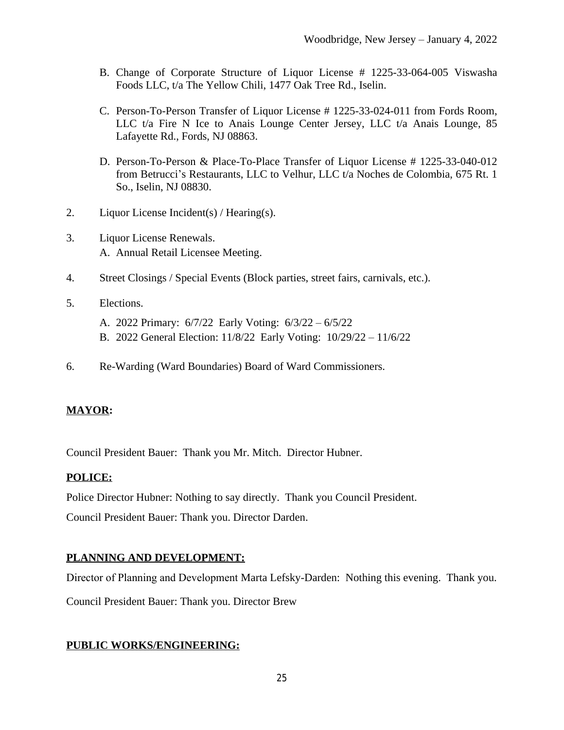B. Change of Corporate Structure of Liquor License # 1225-33-064-005 Viswasha Foods LLC, t/a The Yellow Chili, 1477 Oak Tree Rd., Iselin.

C. Person-To-Person Transfer of Liquor License # 1225-33-024-011 from Fords Room, LLC t/a Fire N Ice to Anais Lounge Center Jersey, LLC t/a Anais Lounge, 85 Lafayette Rd., Fords, NJ 08863.

D. Person-To-Person & Place-To-Place Transfer of Liquor License # 1225-33-040-012 from Betrucci's Restaurants, LLC to Velhur, LLC t/a Noches de Colombia, 675 Rt. 1 So., Iselin, NJ 08830.

2. Liquor License Incident(s) / Hearing(s).

3. Liquor License Renewals.
   A. Annual Retail Licensee Meeting.

4. Street Closings / Special Events (Block parties, street fairs, carnivals, etc.).

5. Elections.
   A. 2022 Primary: 6/7/22 Early Voting: 6/3/22 – 6/5/22
   B. 2022 General Election: 11/8/22 Early Voting: 10/29/22 – 11/6/22

6. Re-Warding (Ward Boundaries) Board of Ward Commissioners.

**MAYOR:**

Council President Bauer: Thank you Mr. Mitch. Director Hubner.

**POLICE:**

Police Director Hubner: Nothing to say directly. Thank you Council President.

Council President Bauer: Thank you. Director Darden.

**PLANNING AND DEVELOPMENT:**

Director of Planning and Development Marta Lefsky-Darden: Nothing this evening. Thank you.

Council President Bauer: Thank you. Director Brew

**PUBLIC WORKS/ENGINEERING:**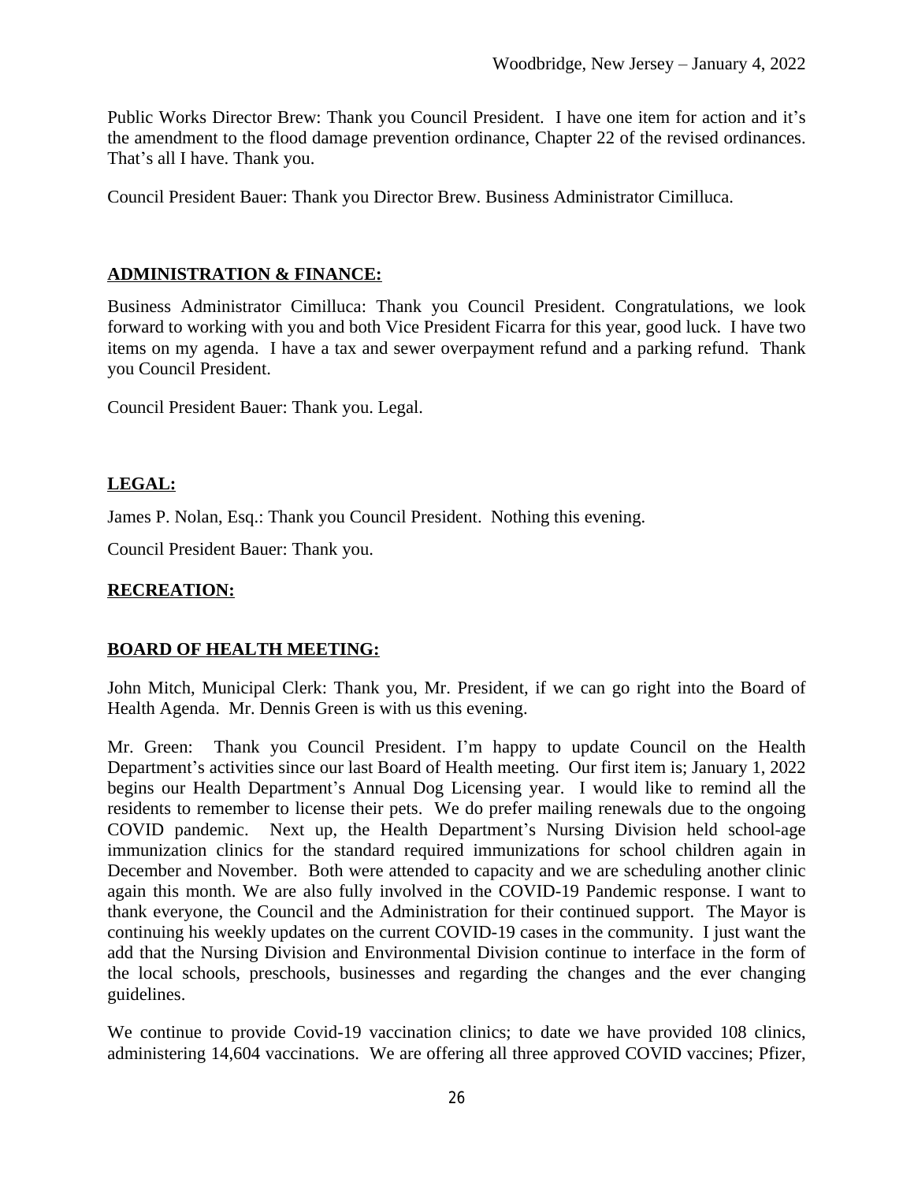Public Works Director Brew: Thank you Council President. I have one item for action and it's the amendment to the flood damage prevention ordinance, Chapter 22 of the revised ordinances. That's all I have. Thank you.

Council President Bauer: Thank you Director Brew. Business Administrator Cimilluca.

## ADMINISTRATION & FINANCE:

Business Administrator Cimilluca: Thank you Council President. Congratulations, we look forward to working with you and both Vice President Ficarra for this year, good luck. I have two items on my agenda. I have a tax and sewer overpayment refund and a parking refund. Thank you Council President.

Council President Bauer: Thank you. Legal.

## LEGAL:

James P. Nolan, Esq.: Thank you Council President. Nothing this evening.

Council President Bauer: Thank you.

## RECREATION:

## BOARD OF HEALTH MEETING:

John Mitch, Municipal Clerk: Thank you, Mr. President, if we can go right into the Board of Health Agenda. Mr. Dennis Green is with us this evening.

Mr. Green: Thank you Council President. I'm happy to update Council on the Health Department's activities since our last Board of Health meeting. Our first item is; January 1, 2022 begins our Health Department's Annual Dog Licensing year. I would like to remind all the residents to remember to license their pets. We do prefer mailing renewals due to the ongoing COVID pandemic. Next up, the Health Department's Nursing Division held school-age immunization clinics for the standard required immunizations for school children again in December and November. Both were attended to capacity and we are scheduling another clinic again this month. We are also fully involved in the COVID-19 Pandemic response. I want to thank everyone, the Council and the Administration for their continued support. The Mayor is continuing his weekly updates on the current COVID-19 cases in the community. I just want the add that the Nursing Division and Environmental Division continue to interface in the form of the local schools, preschools, businesses and regarding the changes and the ever changing guidelines.

We continue to provide Covid-19 vaccination clinics; to date we have provided 108 clinics, administering 14,604 vaccinations. We are offering all three approved COVID vaccines; Pfizer,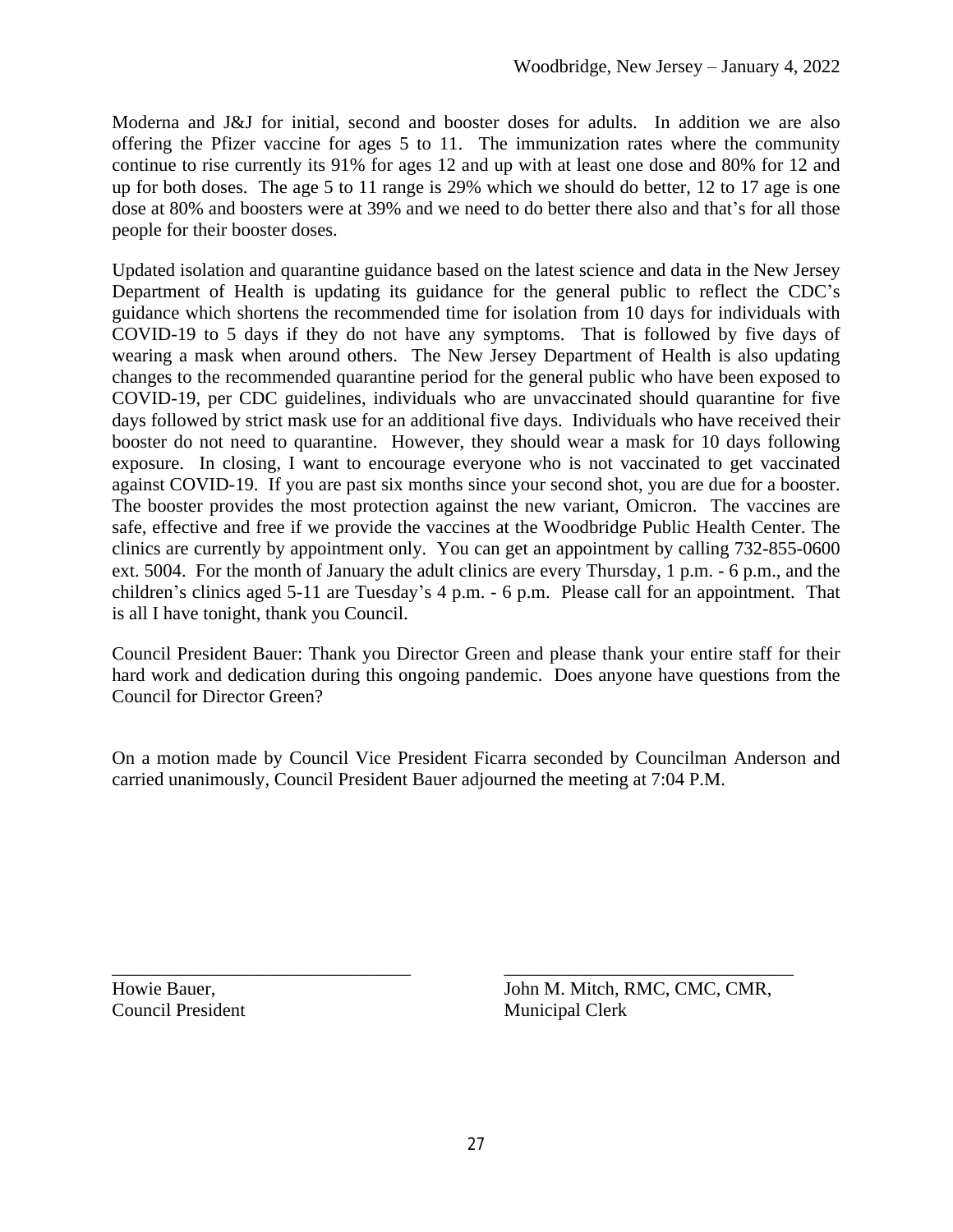Moderna and J&J for initial, second and booster doses for adults. In addition we are also offering the Pfizer vaccine for ages 5 to 11. The immunization rates where the community continue to rise currently its 91% for ages 12 and up with at least one dose and 80% for 12 and up for both doses. The age 5 to 11 range is 29% which we should do better, 12 to 17 age is one dose at 80% and boosters were at 39% and we need to do better there also and that's for all those people for their booster doses.

Updated isolation and quarantine guidance based on the latest science and data in the New Jersey Department of Health is updating its guidance for the general public to reflect the CDC's guidance which shortens the recommended time for isolation from 10 days for individuals with COVID-19 to 5 days if they do not have any symptoms. That is followed by five days of wearing a mask when around others. The New Jersey Department of Health is also updating changes to the recommended quarantine period for the general public who have been exposed to COVID-19, per CDC guidelines, individuals who are unvaccinated should quarantine for five days followed by strict mask use for an additional five days. Individuals who have received their booster do not need to quarantine. However, they should wear a mask for 10 days following exposure. In closing, I want to encourage everyone who is not vaccinated to get vaccinated against COVID-19. If you are past six months since your second shot, you are due for a booster. The booster provides the most protection against the new variant, Omicron. The vaccines are safe, effective and free if we provide the vaccines at the Woodbridge Public Health Center. The clinics are currently by appointment only. You can get an appointment by calling 732-855-0600 ext. 5004. For the month of January the adult clinics are every Thursday, 1 p.m. - 6 p.m., and the children's clinics aged 5-11 are Tuesday's 4 p.m. - 6 p.m. Please call for an appointment. That is all I have tonight, thank you Council.

Council President Bauer: Thank you Director Green and please thank your entire staff for their hard work and dedication during this ongoing pandemic. Does anyone have questions from the Council for Director Green?

On a motion made by Council Vice President Ficarra seconded by Councilman Anderson and carried unanimously, Council President Bauer adjourned the meeting at 7:04 P.M.

| | |
|---|---|
| \_\_\_\_\_\_\_\_\_\_\_\_\_\_\_\_\_\_\_\_\_\_\_\_\_\_\_\_\_\_ | \_\_\_\_\_\_\_\_\_\_\_\_\_\_\_\_\_\_\_\_\_\_\_\_\_\_\_\_\_\_ |
| Howie Bauer, | John M. Mitch, RMC, CMC, CMR, |
| Council President | Municipal Clerk |